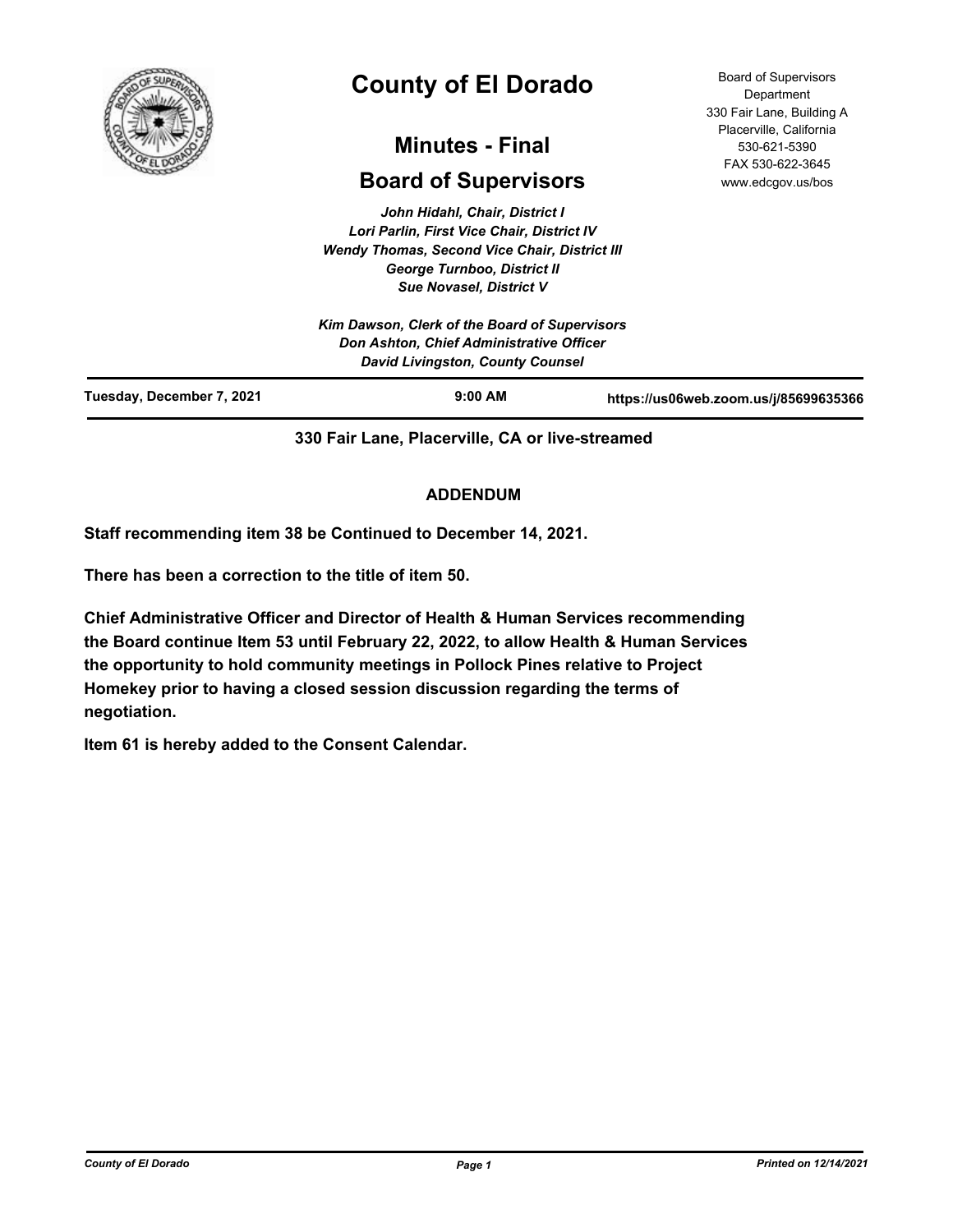# County of El Dorado

## Minutes - Final

## Board of Supervisors

Board of Supervisors Department
330 Fair Lane, Building A
Placerville, California
530-621-5390
FAX 530-622-3645
www.edcgov.us/bos

*John Hidahl, Chair, District I*
*Lori Parlin, First Vice Chair, District IV*
*Wendy Thomas, Second Vice Chair, District III*
*George Turnboo, District II*
*Sue Novasel, District V*

*Kim Dawson, Clerk of the Board of Supervisors*
*Don Ashton, Chief Administrative Officer*
*David Livingston, County Counsel*

**Tuesday, December 7, 2021** | **9:00 AM** | **https://us06web.zoom.us/j/85699635366**

**330 Fair Lane, Placerville, CA or live-streamed**

**ADDENDUM**

**Staff recommending item 38 be Continued to December 14, 2021.**

**There has been a correction to the title of item 50.**

**Chief Administrative Officer and Director of Health & Human Services recommending the Board continue Item 53 until February 22, 2022, to allow Health & Human Services the opportunity to hold community meetings in Pollock Pines relative to Project Homekey prior to having a closed session discussion regarding the terms of negotiation.**

**Item 61 is hereby added to the Consent Calendar.**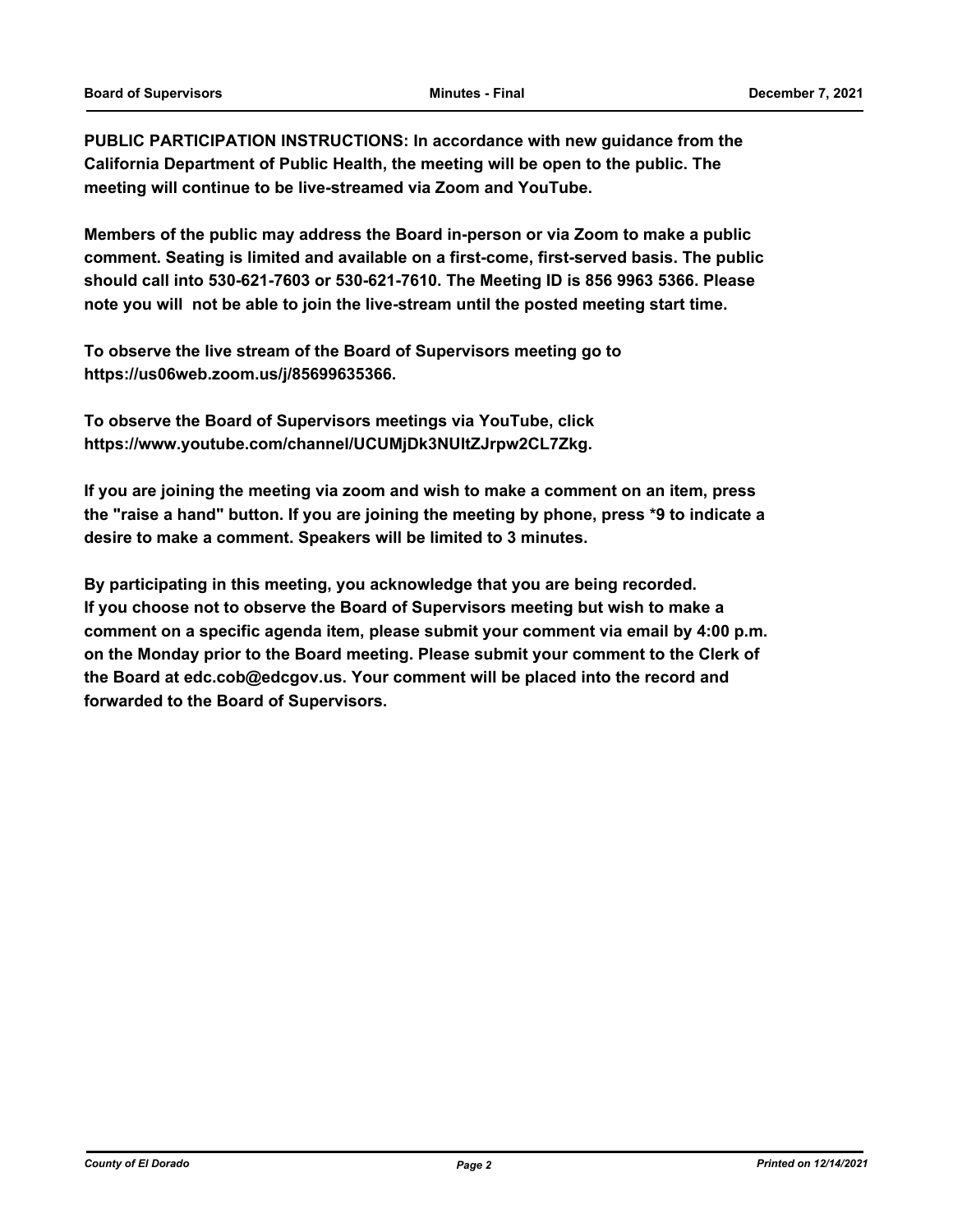**PUBLIC PARTICIPATION INSTRUCTIONS: In accordance with new guidance from the California Department of Public Health, the meeting will be open to the public. The meeting will continue to be live-streamed via Zoom and YouTube.**

**Members of the public may address the Board in-person or via Zoom to make a public comment. Seating is limited and available on a first-come, first-served basis. The public should call into 530-621-7603 or 530-621-7610. The Meeting ID is 856 9963 5366. Please note you will not be able to join the live-stream until the posted meeting start time.**

**To observe the live stream of the Board of Supervisors meeting go to https://us06web.zoom.us/j/85699635366.**

**To observe the Board of Supervisors meetings via YouTube, click https://www.youtube.com/channel/UCUMjDk3NUltZJrpw2CL7Zkg.**

**If you are joining the meeting via zoom and wish to make a comment on an item, press the "raise a hand" button. If you are joining the meeting by phone, press *9 to indicate a desire to make a comment. Speakers will be limited to 3 minutes.**

**By participating in this meeting, you acknowledge that you are being recorded. If you choose not to observe the Board of Supervisors meeting but wish to make a comment on a specific agenda item, please submit your comment via email by 4:00 p.m. on the Monday prior to the Board meeting. Please submit your comment to the Clerk of the Board at edc.cob@edcgov.us. Your comment will be placed into the record and forwarded to the Board of Supervisors.**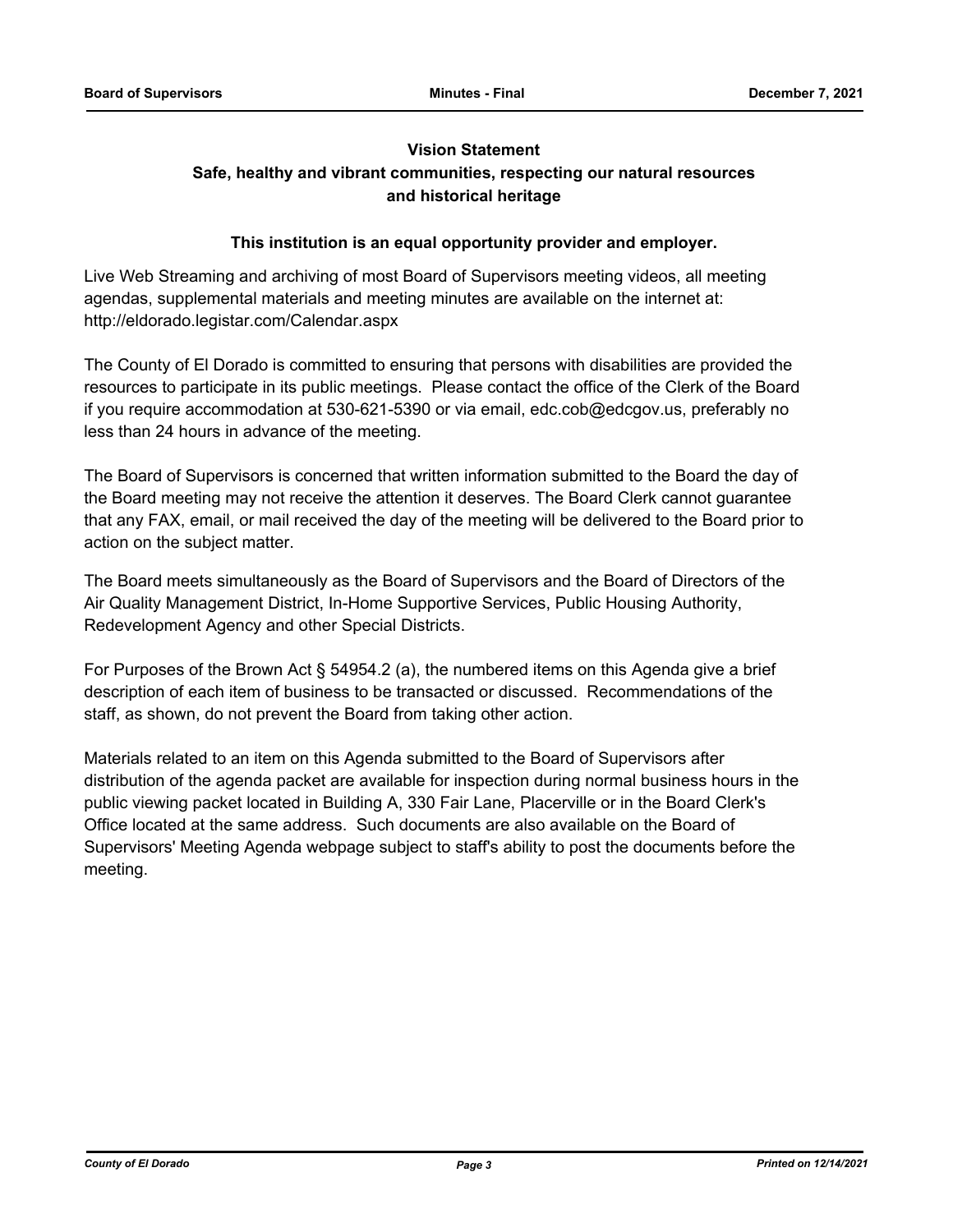**Vision Statement**

**Safe, healthy and vibrant communities, respecting our natural resources and historical heritage**

**This institution is an equal opportunity provider and employer.**

Live Web Streaming and archiving of most Board of Supervisors meeting videos, all meeting agendas, supplemental materials and meeting minutes are available on the internet at: http://eldorado.legistar.com/Calendar.aspx

The County of El Dorado is committed to ensuring that persons with disabilities are provided the resources to participate in its public meetings. Please contact the office of the Clerk of the Board if you require accommodation at 530-621-5390 or via email, edc.cob@edcgov.us, preferably no less than 24 hours in advance of the meeting.

The Board of Supervisors is concerned that written information submitted to the Board the day of the Board meeting may not receive the attention it deserves. The Board Clerk cannot guarantee that any FAX, email, or mail received the day of the meeting will be delivered to the Board prior to action on the subject matter.

The Board meets simultaneously as the Board of Supervisors and the Board of Directors of the Air Quality Management District, In-Home Supportive Services, Public Housing Authority, Redevelopment Agency and other Special Districts.

For Purposes of the Brown Act § 54954.2 (a), the numbered items on this Agenda give a brief description of each item of business to be transacted or discussed. Recommendations of the staff, as shown, do not prevent the Board from taking other action.

Materials related to an item on this Agenda submitted to the Board of Supervisors after distribution of the agenda packet are available for inspection during normal business hours in the public viewing packet located in Building A, 330 Fair Lane, Placerville or in the Board Clerk's Office located at the same address. Such documents are also available on the Board of Supervisors' Meeting Agenda webpage subject to staff's ability to post the documents before the meeting.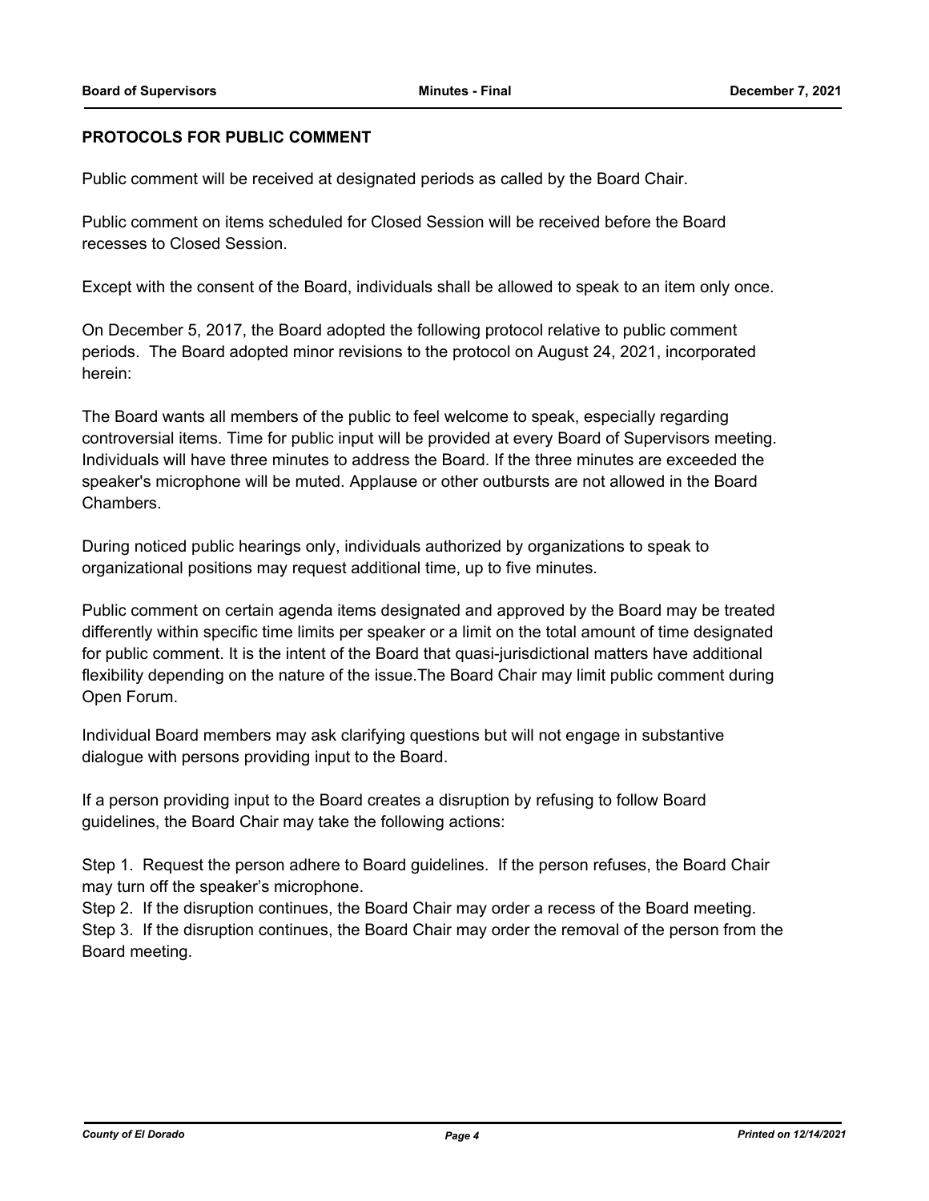**PROTOCOLS FOR PUBLIC COMMENT**

Public comment will be received at designated periods as called by the Board Chair.

Public comment on items scheduled for Closed Session will be received before the Board recesses to Closed Session.

Except with the consent of the Board, individuals shall be allowed to speak to an item only once.

On December 5, 2017, the Board adopted the following protocol relative to public comment periods. The Board adopted minor revisions to the protocol on August 24, 2021, incorporated herein:

The Board wants all members of the public to feel welcome to speak, especially regarding controversial items. Time for public input will be provided at every Board of Supervisors meeting. Individuals will have three minutes to address the Board. If the three minutes are exceeded the speaker's microphone will be muted. Applause or other outbursts are not allowed in the Board Chambers.

During noticed public hearings only, individuals authorized by organizations to speak to organizational positions may request additional time, up to five minutes.

Public comment on certain agenda items designated and approved by the Board may be treated differently within specific time limits per speaker or a limit on the total amount of time designated for public comment. It is the intent of the Board that quasi-jurisdictional matters have additional flexibility depending on the nature of the issue.The Board Chair may limit public comment during Open Forum.

Individual Board members may ask clarifying questions but will not engage in substantive dialogue with persons providing input to the Board.

If a person providing input to the Board creates a disruption by refusing to follow Board guidelines, the Board Chair may take the following actions:

Step 1. Request the person adhere to Board guidelines. If the person refuses, the Board Chair may turn off the speaker's microphone.
Step 2. If the disruption continues, the Board Chair may order a recess of the Board meeting.
Step 3. If the disruption continues, the Board Chair may order the removal of the person from the Board meeting.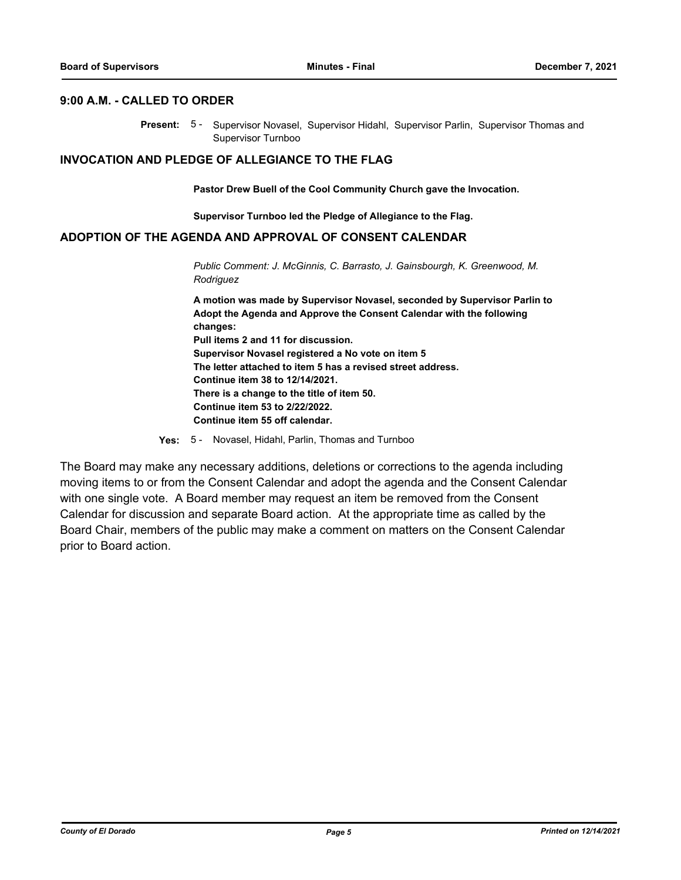## 9:00 A.M. - CALLED TO ORDER

**Present:** 5 - Supervisor Novasel, Supervisor Hidahl, Supervisor Parlin, Supervisor Thomas and Supervisor Turnboo

## INVOCATION AND PLEDGE OF ALLEGIANCE TO THE FLAG

**Pastor Drew Buell of the Cool Community Church gave the Invocation.**

**Supervisor Turnboo led the Pledge of Allegiance to the Flag.**

## ADOPTION OF THE AGENDA AND APPROVAL OF CONSENT CALENDAR

*Public Comment: J. McGinnis, C. Barrasto, J. Gainsbourgh, K. Greenwood, M. Rodriguez*

**A motion was made by Supervisor Novasel, seconded by Supervisor Parlin to Adopt the Agenda and Approve the Consent Calendar with the following changes:**
**Pull items 2 and 11 for discussion.**
**Supervisor Novasel registered a No vote on item 5**
**The letter attached to item 5 has a revised street address.**
**Continue item 38 to 12/14/2021.**
**There is a change to the title of item 50.**
**Continue item 53 to 2/22/2022.**
**Continue item 55 off calendar.**

**Yes:** 5 - Novasel, Hidahl, Parlin, Thomas and Turnboo

The Board may make any necessary additions, deletions or corrections to the agenda including moving items to or from the Consent Calendar and adopt the agenda and the Consent Calendar with one single vote. A Board member may request an item be removed from the Consent Calendar for discussion and separate Board action. At the appropriate time as called by the Board Chair, members of the public may make a comment on matters on the Consent Calendar prior to Board action.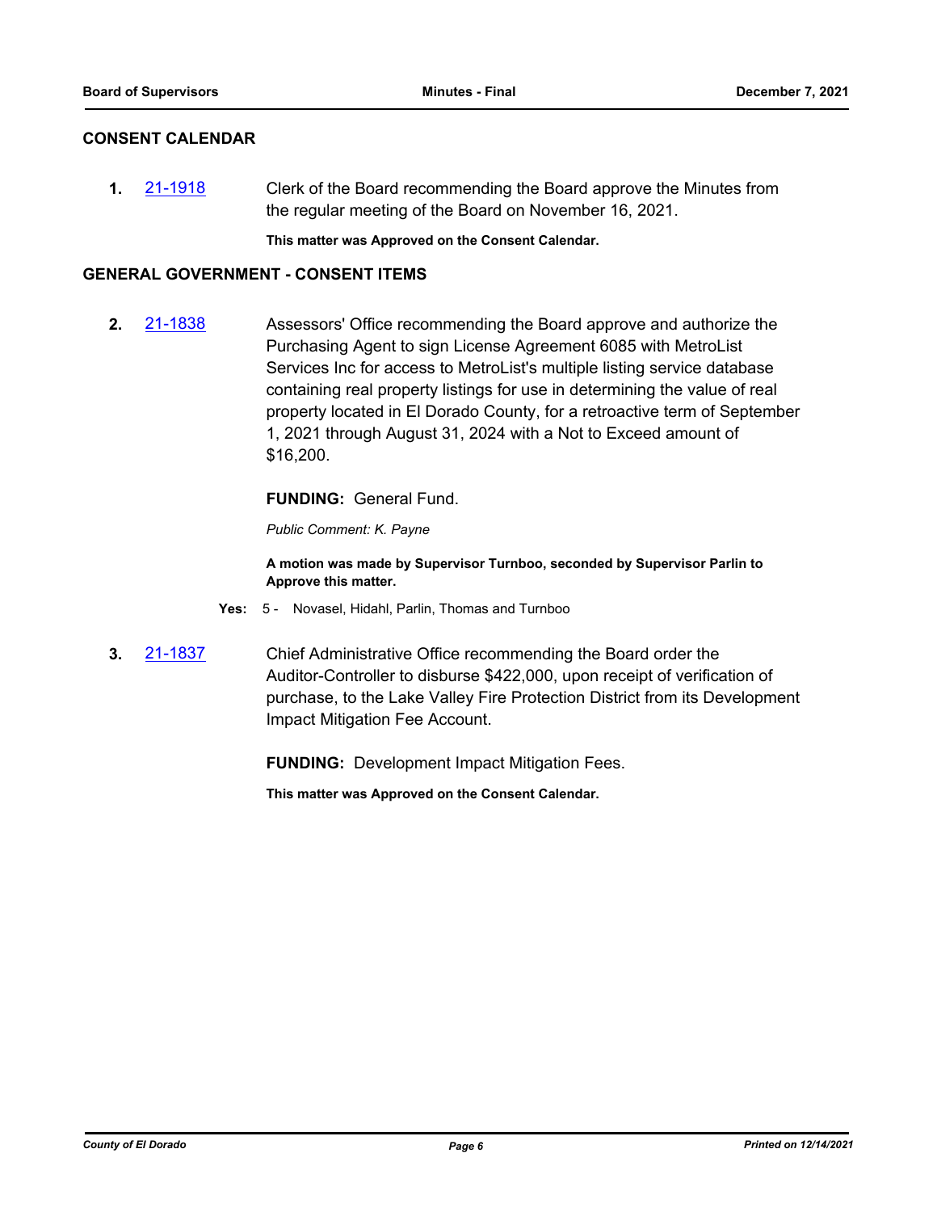## CONSENT CALENDAR

**1.** 21-1918 Clerk of the Board recommending the Board approve the Minutes from the regular meeting of the Board on November 16, 2021.

**This matter was Approved on the Consent Calendar.**

## GENERAL GOVERNMENT - CONSENT ITEMS

**2.** 21-1838 Assessors' Office recommending the Board approve and authorize the Purchasing Agent to sign License Agreement 6085 with MetroList Services Inc for access to MetroList's multiple listing service database containing real property listings for use in determining the value of real property located in El Dorado County, for a retroactive term of September 1, 2021 through August 31, 2024 with a Not to Exceed amount of $16,200.

**FUNDING:** General Fund.

*Public Comment: K. Payne*

**A motion was made by Supervisor Turnboo, seconded by Supervisor Parlin to Approve this matter.**

**Yes:** 5 - Novasel, Hidahl, Parlin, Thomas and Turnboo

**3.** 21-1837 Chief Administrative Office recommending the Board order the Auditor-Controller to disburse $422,000, upon receipt of verification of purchase, to the Lake Valley Fire Protection District from its Development Impact Mitigation Fee Account.

**FUNDING:** Development Impact Mitigation Fees.

**This matter was Approved on the Consent Calendar.**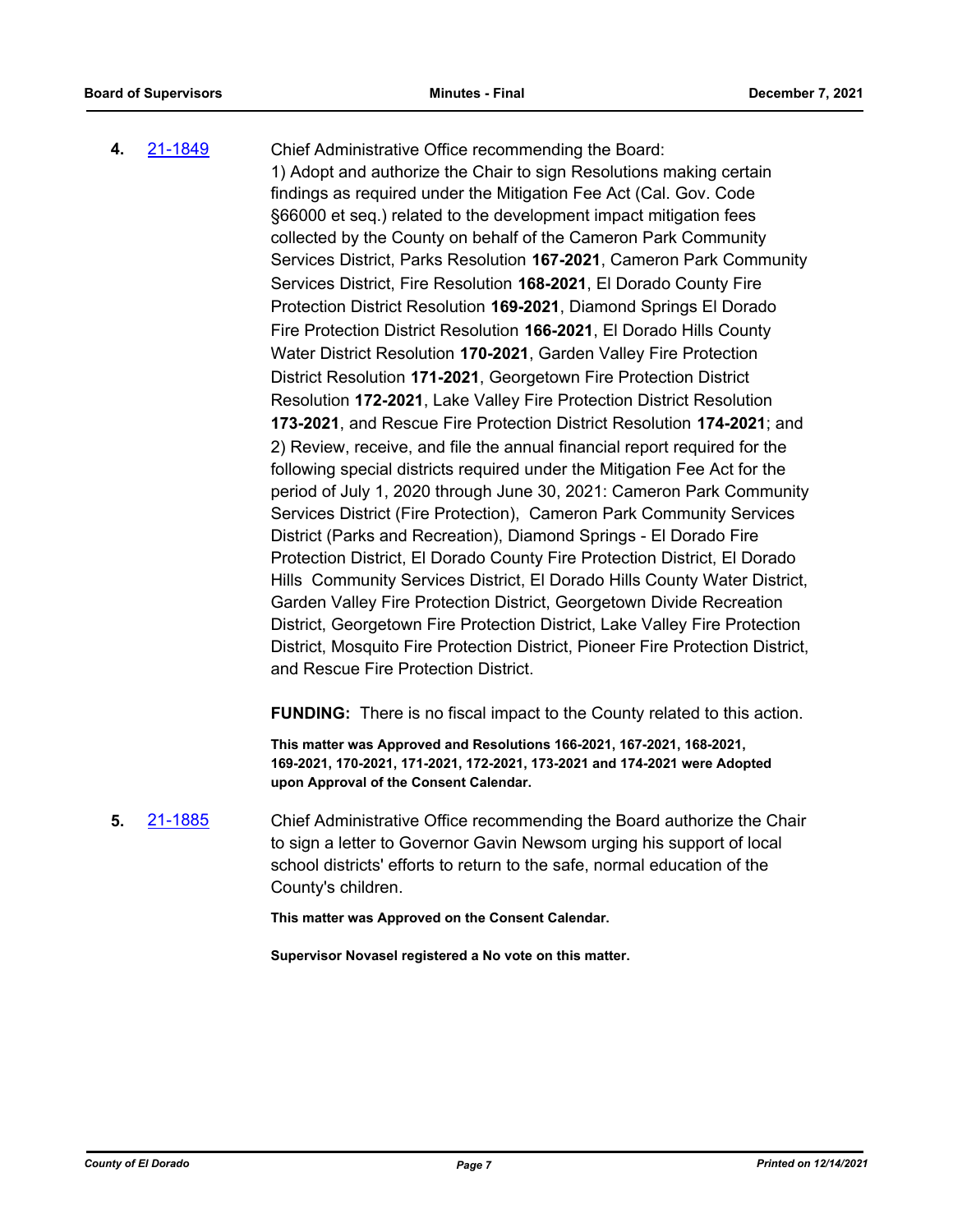**4.** 21-1849 Chief Administrative Office recommending the Board:

1) Adopt and authorize the Chair to sign Resolutions making certain findings as required under the Mitigation Fee Act (Cal. Gov. Code §66000 et seq.) related to the development impact mitigation fees collected by the County on behalf of the Cameron Park Community Services District, Parks Resolution **167-2021**, Cameron Park Community Services District, Fire Resolution **168-2021**, El Dorado County Fire Protection District Resolution **169-2021**, Diamond Springs El Dorado Fire Protection District Resolution **166-2021**, El Dorado Hills County Water District Resolution **170-2021**, Garden Valley Fire Protection District Resolution **171-2021**, Georgetown Fire Protection District Resolution **172-2021**, Lake Valley Fire Protection District Resolution **173-2021**, and Rescue Fire Protection District Resolution **174-2021**; and

2) Review, receive, and file the annual financial report required for the following special districts required under the Mitigation Fee Act for the period of July 1, 2020 through June 30, 2021: Cameron Park Community Services District (Fire Protection), Cameron Park Community Services District (Parks and Recreation), Diamond Springs - El Dorado Fire Protection District, El Dorado County Fire Protection District, El Dorado Hills Community Services District, El Dorado Hills County Water District, Garden Valley Fire Protection District, Georgetown Divide Recreation District, Georgetown Fire Protection District, Lake Valley Fire Protection District, Mosquito Fire Protection District, Pioneer Fire Protection District, and Rescue Fire Protection District.

**FUNDING:** There is no fiscal impact to the County related to this action.

**This matter was Approved and Resolutions 166-2021, 167-2021, 168-2021, 169-2021, 170-2021, 171-2021, 172-2021, 173-2021 and 174-2021 were Adopted upon Approval of the Consent Calendar.**

**5.** 21-1885 Chief Administrative Office recommending the Board authorize the Chair to sign a letter to Governor Gavin Newsom urging his support of local school districts' efforts to return to the safe, normal education of the County's children.

**This matter was Approved on the Consent Calendar.**

**Supervisor Novasel registered a No vote on this matter.**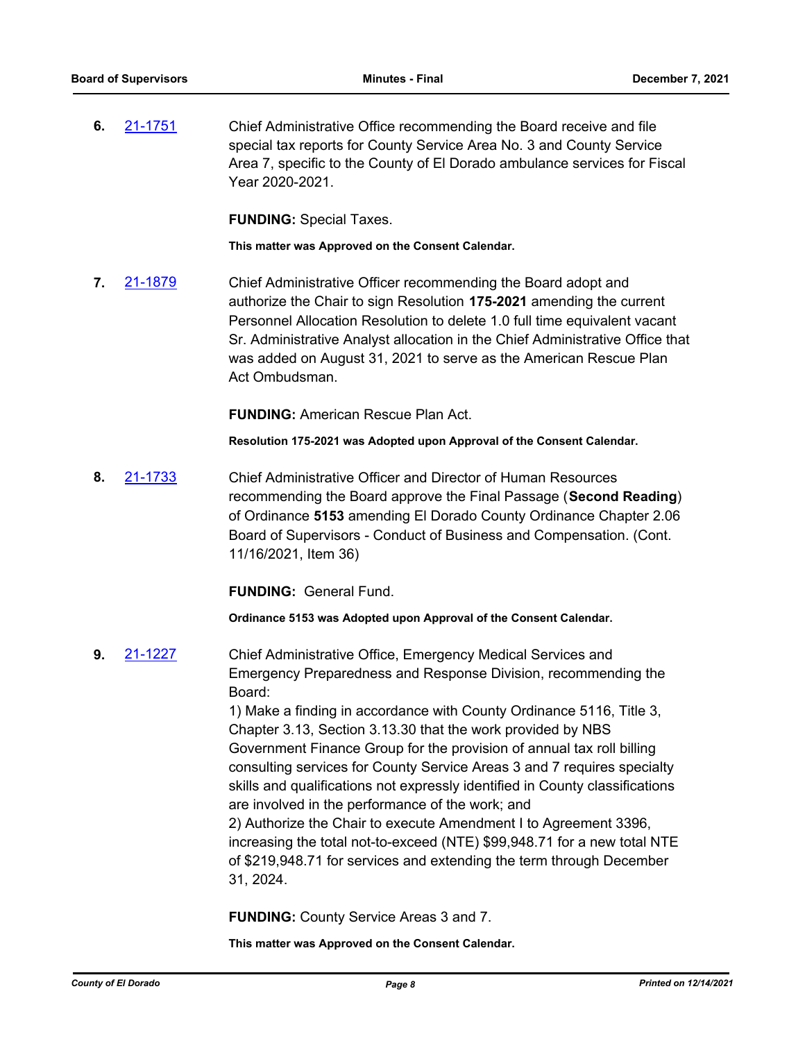**6.** 21-1751 Chief Administrative Office recommending the Board receive and file special tax reports for County Service Area No. 3 and County Service Area 7, specific to the County of El Dorado ambulance services for Fiscal Year 2020-2021.

**FUNDING:** Special Taxes.

**This matter was Approved on the Consent Calendar.**

**7.** 21-1879 Chief Administrative Officer recommending the Board adopt and authorize the Chair to sign Resolution **175-2021** amending the current Personnel Allocation Resolution to delete 1.0 full time equivalent vacant Sr. Administrative Analyst allocation in the Chief Administrative Office that was added on August 31, 2021 to serve as the American Rescue Plan Act Ombudsman.

**FUNDING:** American Rescue Plan Act.

**Resolution 175-2021 was Adopted upon Approval of the Consent Calendar.**

**8.** 21-1733 Chief Administrative Officer and Director of Human Resources recommending the Board approve the Final Passage (**Second Reading**) of Ordinance **5153** amending El Dorado County Ordinance Chapter 2.06 Board of Supervisors - Conduct of Business and Compensation. (Cont. 11/16/2021, Item 36)

**FUNDING:** General Fund.

**Ordinance 5153 was Adopted upon Approval of the Consent Calendar.**

**9.** 21-1227 Chief Administrative Office, Emergency Medical Services and Emergency Preparedness and Response Division, recommending the Board:

1) Make a finding in accordance with County Ordinance 5116, Title 3, Chapter 3.13, Section 3.13.30 that the work provided by NBS Government Finance Group for the provision of annual tax roll billing consulting services for County Service Areas 3 and 7 requires specialty skills and qualifications not expressly identified in County classifications are involved in the performance of the work; and

2) Authorize the Chair to execute Amendment I to Agreement 3396, increasing the total not-to-exceed (NTE) $99,948.71 for a new total NTE of $219,948.71 for services and extending the term through December 31, 2024.

**FUNDING:** County Service Areas 3 and 7.

**This matter was Approved on the Consent Calendar.**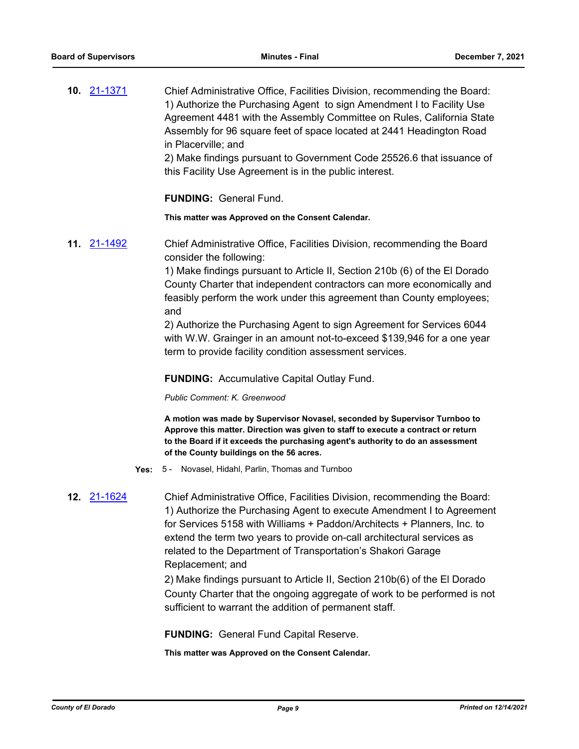**10.** 21-1371 Chief Administrative Office, Facilities Division, recommending the Board:
1) Authorize the Purchasing Agent to sign Amendment I to Facility Use Agreement 4481 with the Assembly Committee on Rules, California State Assembly for 96 square feet of space located at 2441 Headington Road in Placerville; and
2) Make findings pursuant to Government Code 25526.6 that issuance of this Facility Use Agreement is in the public interest.

**FUNDING:** General Fund.

**This matter was Approved on the Consent Calendar.**

**11.** 21-1492 Chief Administrative Office, Facilities Division, recommending the Board consider the following:
1) Make findings pursuant to Article II, Section 210b (6) of the El Dorado County Charter that independent contractors can more economically and feasibly perform the work under this agreement than County employees; and
2) Authorize the Purchasing Agent to sign Agreement for Services 6044 with W.W. Grainger in an amount not-to-exceed $139,946 for a one year term to provide facility condition assessment services.

**FUNDING:** Accumulative Capital Outlay Fund.

*Public Comment: K. Greenwood*

**A motion was made by Supervisor Novasel, seconded by Supervisor Turnboo to Approve this matter. Direction was given to staff to execute a contract or return to the Board if it exceeds the purchasing agent's authority to do an assessment of the County buildings on the 56 acres.**

**Yes:** 5 - Novasel, Hidahl, Parlin, Thomas and Turnboo

**12.** 21-1624 Chief Administrative Office, Facilities Division, recommending the Board:
1) Authorize the Purchasing Agent to execute Amendment I to Agreement for Services 5158 with Williams + Paddon/Architects + Planners, Inc. to extend the term two years to provide on-call architectural services as related to the Department of Transportation's Shakori Garage Replacement; and
2) Make findings pursuant to Article II, Section 210b(6) of the El Dorado County Charter that the ongoing aggregate of work to be performed is not sufficient to warrant the addition of permanent staff.

**FUNDING:** General Fund Capital Reserve.

**This matter was Approved on the Consent Calendar.**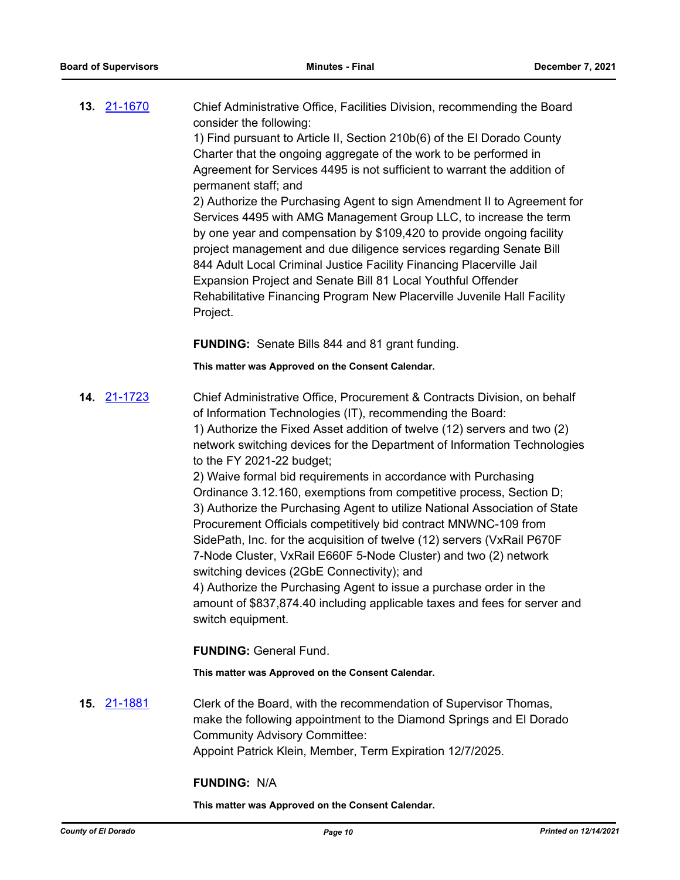**13.** [21-1670](#) Chief Administrative Office, Facilities Division, recommending the Board consider the following:

1) Find pursuant to Article II, Section 210b(6) of the El Dorado County Charter that the ongoing aggregate of the work to be performed in Agreement for Services 4495 is not sufficient to warrant the addition of permanent staff; and

2) Authorize the Purchasing Agent to sign Amendment II to Agreement for Services 4495 with AMG Management Group LLC, to increase the term by one year and compensation by $109,420 to provide ongoing facility project management and due diligence services regarding Senate Bill 844 Adult Local Criminal Justice Facility Financing Placerville Jail Expansion Project and Senate Bill 81 Local Youthful Offender Rehabilitative Financing Program New Placerville Juvenile Hall Facility Project.

**FUNDING:** Senate Bills 844 and 81 grant funding.

**This matter was Approved on the Consent Calendar.**

**14.** [21-1723](#) Chief Administrative Office, Procurement & Contracts Division, on behalf of Information Technologies (IT), recommending the Board:

1) Authorize the Fixed Asset addition of twelve (12) servers and two (2) network switching devices for the Department of Information Technologies to the FY 2021-22 budget;

2) Waive formal bid requirements in accordance with Purchasing Ordinance 3.12.160, exemptions from competitive process, Section D;

3) Authorize the Purchasing Agent to utilize National Association of State Procurement Officials competitively bid contract MNWNC-109 from SidePath, Inc. for the acquisition of twelve (12) servers (VxRail P670F 7-Node Cluster, VxRail E660F 5-Node Cluster) and two (2) network switching devices (2GbE Connectivity); and

4) Authorize the Purchasing Agent to issue a purchase order in the amount of $837,874.40 including applicable taxes and fees for server and switch equipment.

**FUNDING:** General Fund.

**This matter was Approved on the Consent Calendar.**

**15.** [21-1881](#) Clerk of the Board, with the recommendation of Supervisor Thomas, make the following appointment to the Diamond Springs and El Dorado Community Advisory Committee:

Appoint Patrick Klein, Member, Term Expiration 12/7/2025.

**FUNDING:** N/A

**This matter was Approved on the Consent Calendar.**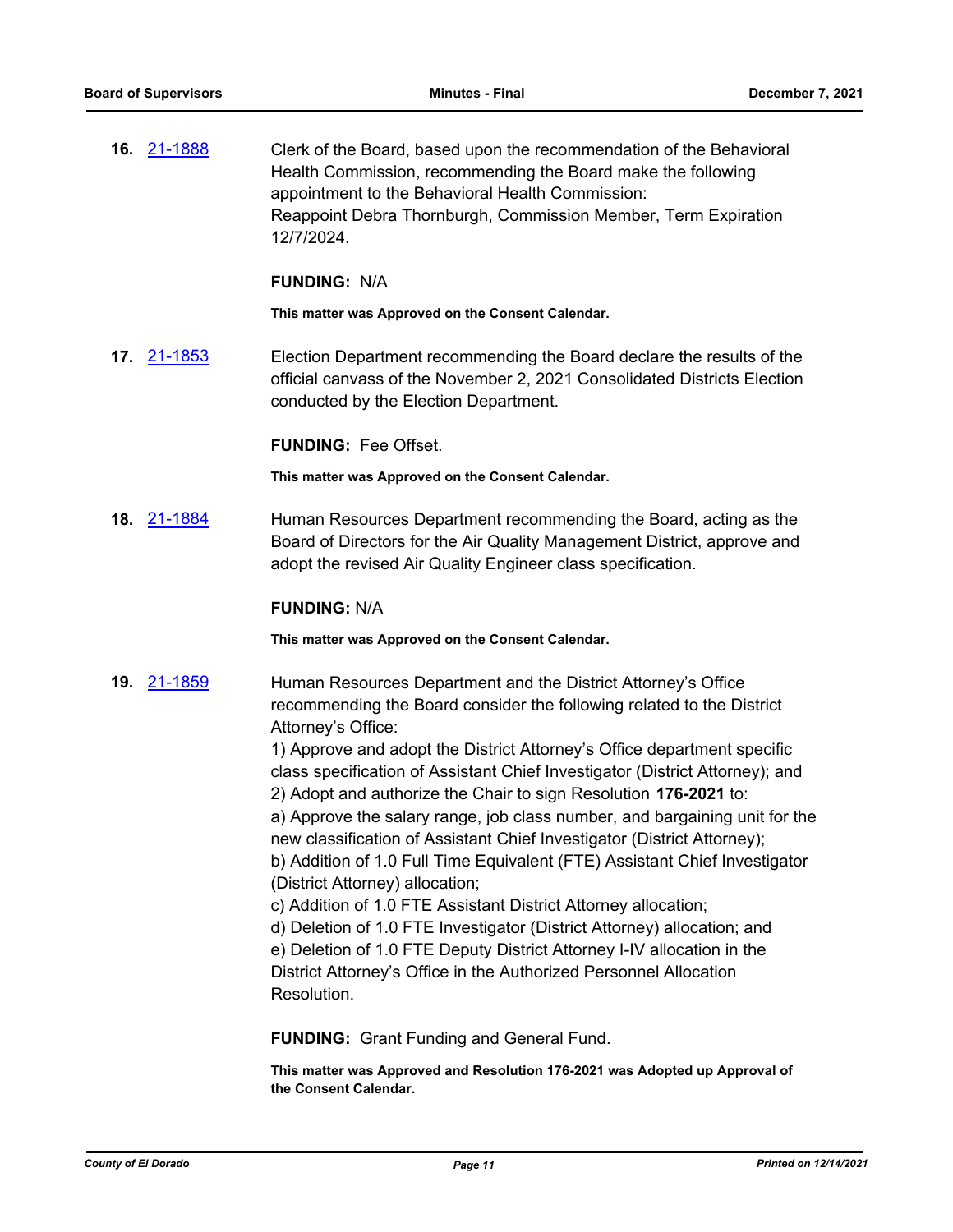**16.** 21-1888

Clerk of the Board, based upon the recommendation of the Behavioral Health Commission, recommending the Board make the following appointment to the Behavioral Health Commission:
Reappoint Debra Thornburgh, Commission Member, Term Expiration 12/7/2024.

**FUNDING:** N/A

**This matter was Approved on the Consent Calendar.**

**17.** 21-1853

Election Department recommending the Board declare the results of the official canvass of the November 2, 2021 Consolidated Districts Election conducted by the Election Department.

**FUNDING:** Fee Offset.

**This matter was Approved on the Consent Calendar.**

**18.** 21-1884

Human Resources Department recommending the Board, acting as the Board of Directors for the Air Quality Management District, approve and adopt the revised Air Quality Engineer class specification.

**FUNDING:** N/A

**This matter was Approved on the Consent Calendar.**

**19.** 21-1859

Human Resources Department and the District Attorney's Office recommending the Board consider the following related to the District Attorney's Office:
1) Approve and adopt the District Attorney's Office department specific class specification of Assistant Chief Investigator (District Attorney); and
2) Adopt and authorize the Chair to sign Resolution **176-2021** to:
a) Approve the salary range, job class number, and bargaining unit for the new classification of Assistant Chief Investigator (District Attorney);
b) Addition of 1.0 Full Time Equivalent (FTE) Assistant Chief Investigator (District Attorney) allocation;
c) Addition of 1.0 FTE Assistant District Attorney allocation;
d) Deletion of 1.0 FTE Investigator (District Attorney) allocation; and
e) Deletion of 1.0 FTE Deputy District Attorney I-IV allocation in the District Attorney's Office in the Authorized Personnel Allocation Resolution.

**FUNDING:** Grant Funding and General Fund.

**This matter was Approved and Resolution 176-2021 was Adopted up Approval of the Consent Calendar.**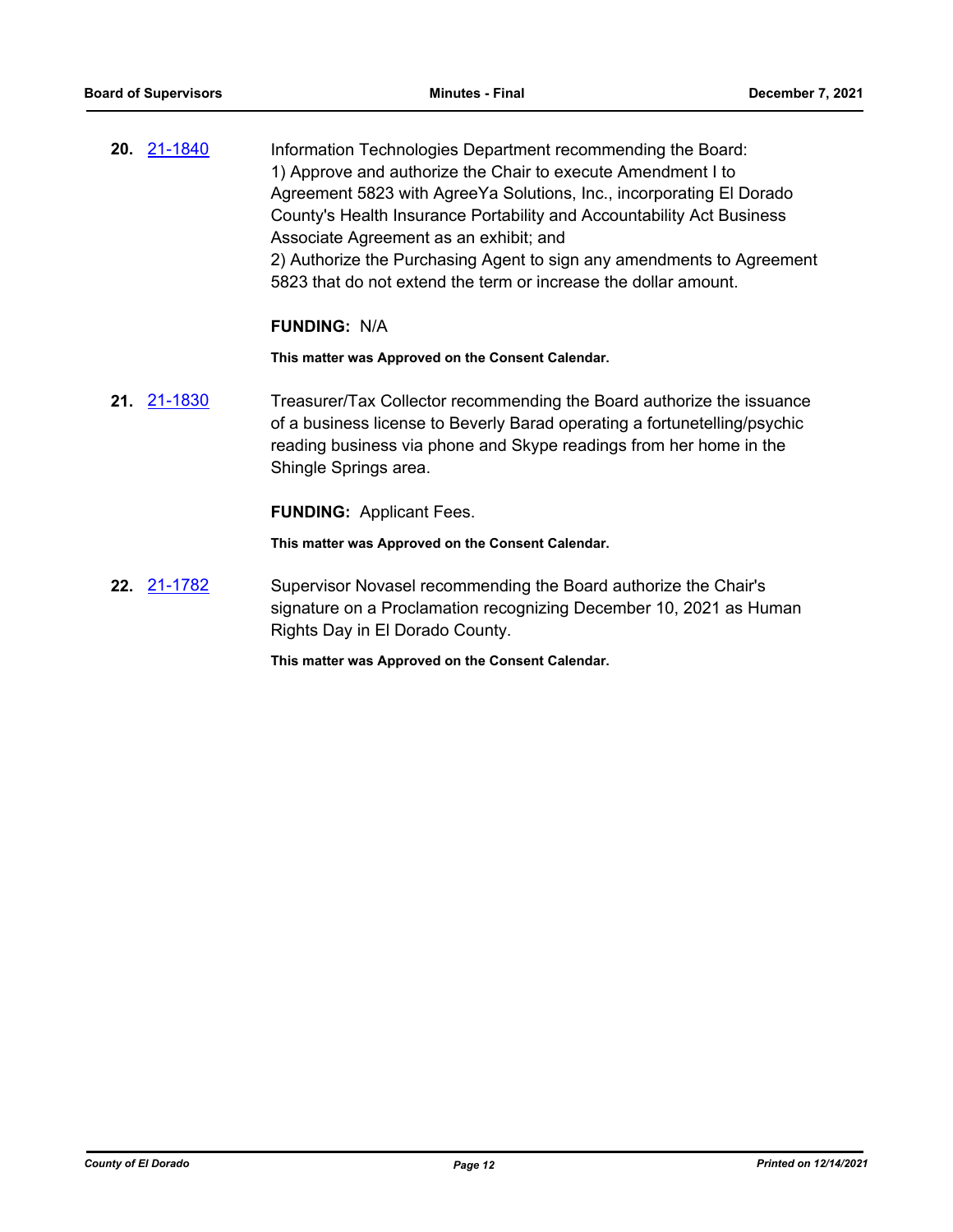**20.** 21-1840 Information Technologies Department recommending the Board:
1) Approve and authorize the Chair to execute Amendment I to Agreement 5823 with AgreeYa Solutions, Inc., incorporating El Dorado County's Health Insurance Portability and Accountability Act Business Associate Agreement as an exhibit; and
2) Authorize the Purchasing Agent to sign any amendments to Agreement 5823 that do not extend the term or increase the dollar amount.

**FUNDING:** N/A

**This matter was Approved on the Consent Calendar.**

**21.** 21-1830 Treasurer/Tax Collector recommending the Board authorize the issuance of a business license to Beverly Barad operating a fortunetelling/psychic reading business via phone and Skype readings from her home in the Shingle Springs area.

**FUNDING:** Applicant Fees.

**This matter was Approved on the Consent Calendar.**

**22.** 21-1782 Supervisor Novasel recommending the Board authorize the Chair's signature on a Proclamation recognizing December 10, 2021 as Human Rights Day in El Dorado County.

**This matter was Approved on the Consent Calendar.**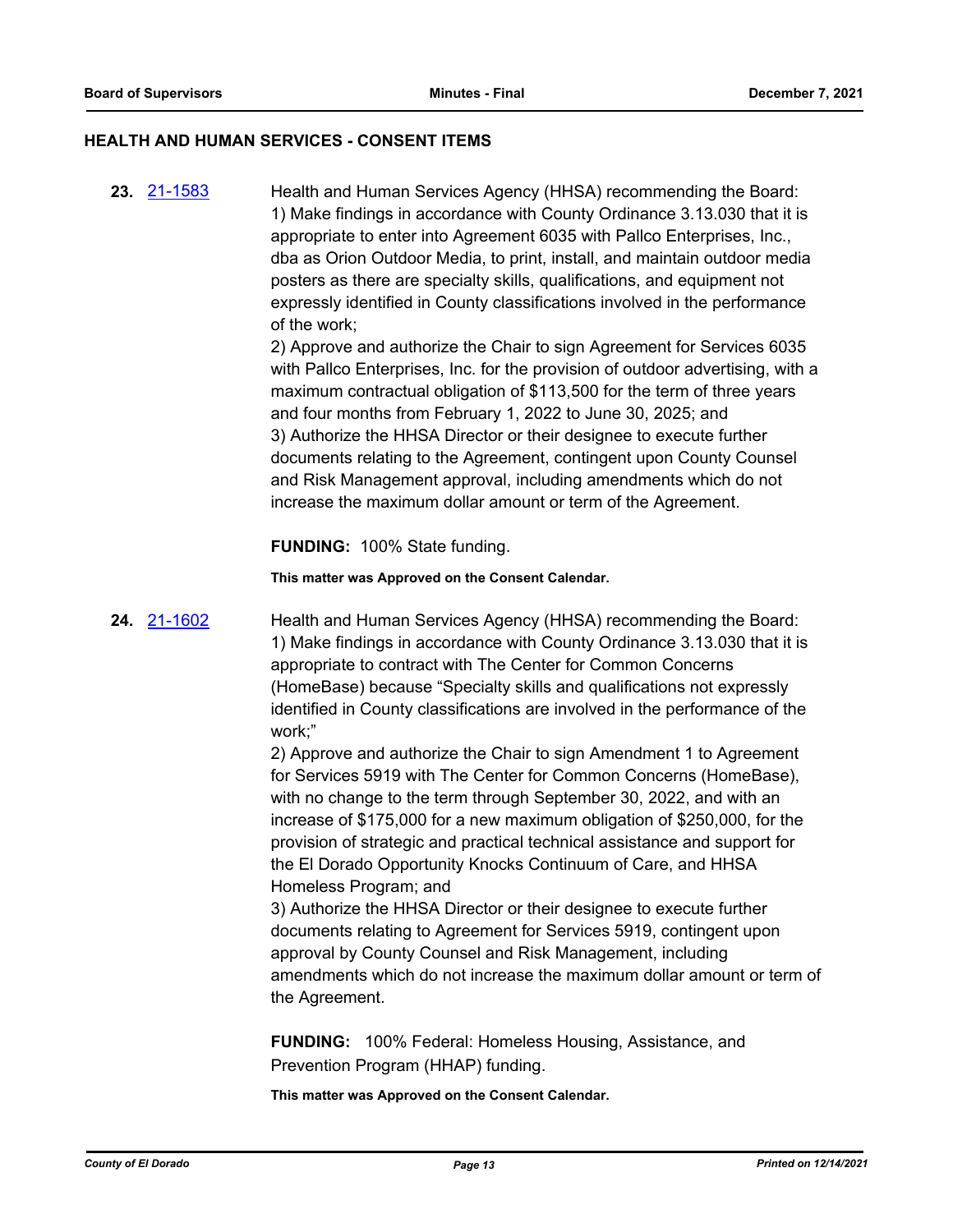## HEALTH AND HUMAN SERVICES - CONSENT ITEMS

**23.** [21-1583](21-1583) Health and Human Services Agency (HHSA) recommending the Board:
1) Make findings in accordance with County Ordinance 3.13.030 that it is appropriate to enter into Agreement 6035 with Pallco Enterprises, Inc., dba as Orion Outdoor Media, to print, install, and maintain outdoor media posters as there are specialty skills, qualifications, and equipment not expressly identified in County classifications involved in the performance of the work;
2) Approve and authorize the Chair to sign Agreement for Services 6035 with Pallco Enterprises, Inc. for the provision of outdoor advertising, with a maximum contractual obligation of $113,500 for the term of three years and four months from February 1, 2022 to June 30, 2025; and
3) Authorize the HHSA Director or their designee to execute further documents relating to the Agreement, contingent upon County Counsel and Risk Management approval, including amendments which do not increase the maximum dollar amount or term of the Agreement.

**FUNDING:** 100% State funding.

**This matter was Approved on the Consent Calendar.**

**24.** [21-1602](21-1602) Health and Human Services Agency (HHSA) recommending the Board:
1) Make findings in accordance with County Ordinance 3.13.030 that it is appropriate to contract with The Center for Common Concerns (HomeBase) because "Specialty skills and qualifications not expressly identified in County classifications are involved in the performance of the work;"
2) Approve and authorize the Chair to sign Amendment 1 to Agreement for Services 5919 with The Center for Common Concerns (HomeBase), with no change to the term through September 30, 2022, and with an increase of $175,000 for a new maximum obligation of $250,000, for the provision of strategic and practical technical assistance and support for the El Dorado Opportunity Knocks Continuum of Care, and HHSA Homeless Program; and
3) Authorize the HHSA Director or their designee to execute further documents relating to Agreement for Services 5919, contingent upon approval by County Counsel and Risk Management, including amendments which do not increase the maximum dollar amount or term of the Agreement.

**FUNDING:** 100% Federal: Homeless Housing, Assistance, and Prevention Program (HHAP) funding.

**This matter was Approved on the Consent Calendar.**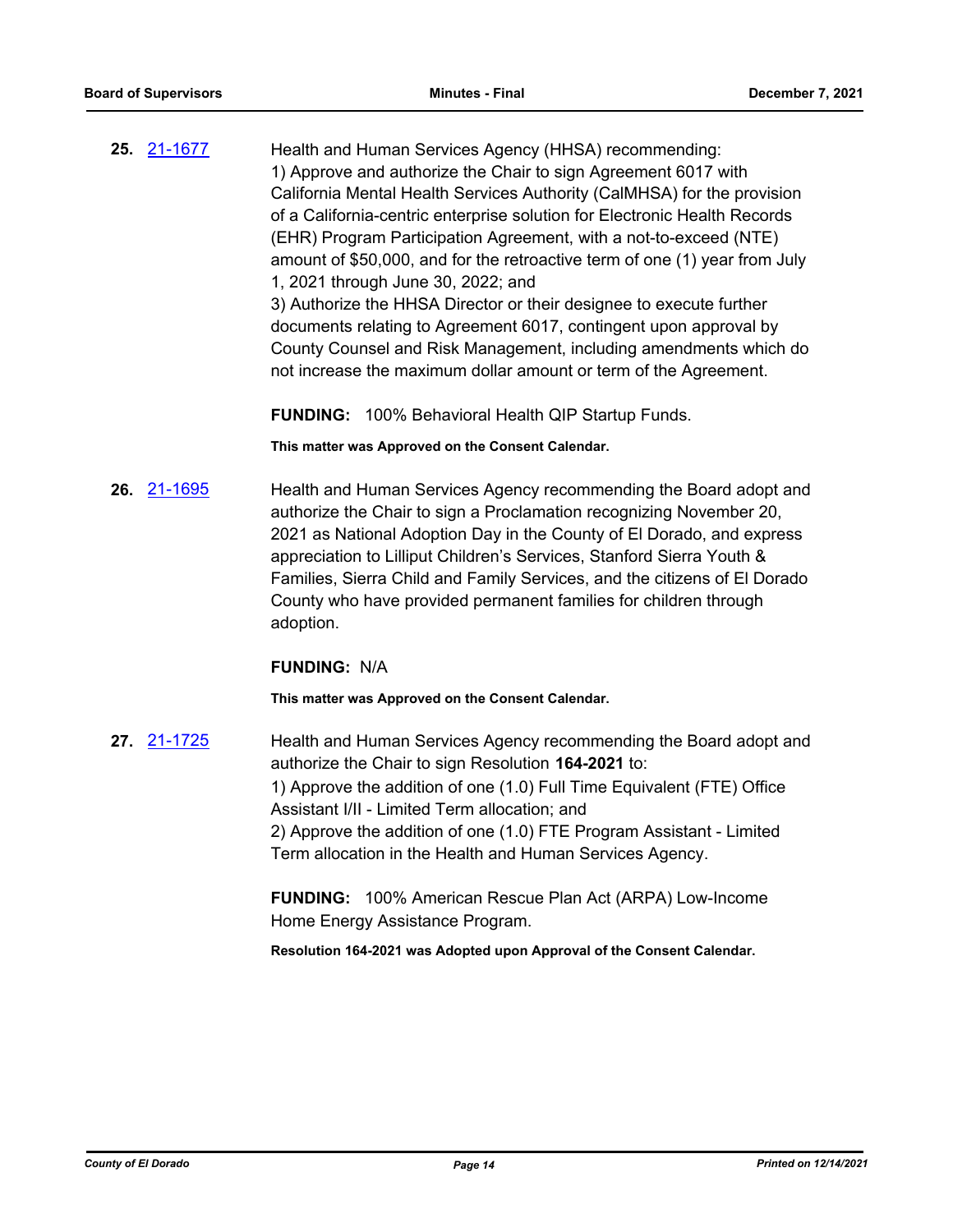**25.** 21-1677

Health and Human Services Agency (HHSA) recommending:
1) Approve and authorize the Chair to sign Agreement 6017 with California Mental Health Services Authority (CalMHSA) for the provision of a California-centric enterprise solution for Electronic Health Records (EHR) Program Participation Agreement, with a not-to-exceed (NTE) amount of $50,000, and for the retroactive term of one (1) year from July 1, 2021 through June 30, 2022; and
3) Authorize the HHSA Director or their designee to execute further documents relating to Agreement 6017, contingent upon approval by County Counsel and Risk Management, including amendments which do not increase the maximum dollar amount or term of the Agreement.

**FUNDING:** 100% Behavioral Health QIP Startup Funds.

**This matter was Approved on the Consent Calendar.**

**26.** 21-1695

Health and Human Services Agency recommending the Board adopt and authorize the Chair to sign a Proclamation recognizing November 20, 2021 as National Adoption Day in the County of El Dorado, and express appreciation to Lilliput Children's Services, Stanford Sierra Youth & Families, Sierra Child and Family Services, and the citizens of El Dorado County who have provided permanent families for children through adoption.

**FUNDING:** N/A

**This matter was Approved on the Consent Calendar.**

**27.** 21-1725

Health and Human Services Agency recommending the Board adopt and authorize the Chair to sign Resolution **164-2021** to:
1) Approve the addition of one (1.0) Full Time Equivalent (FTE) Office Assistant I/II - Limited Term allocation; and
2) Approve the addition of one (1.0) FTE Program Assistant - Limited Term allocation in the Health and Human Services Agency.

**FUNDING:** 100% American Rescue Plan Act (ARPA) Low-Income Home Energy Assistance Program.

**Resolution 164-2021 was Adopted upon Approval of the Consent Calendar.**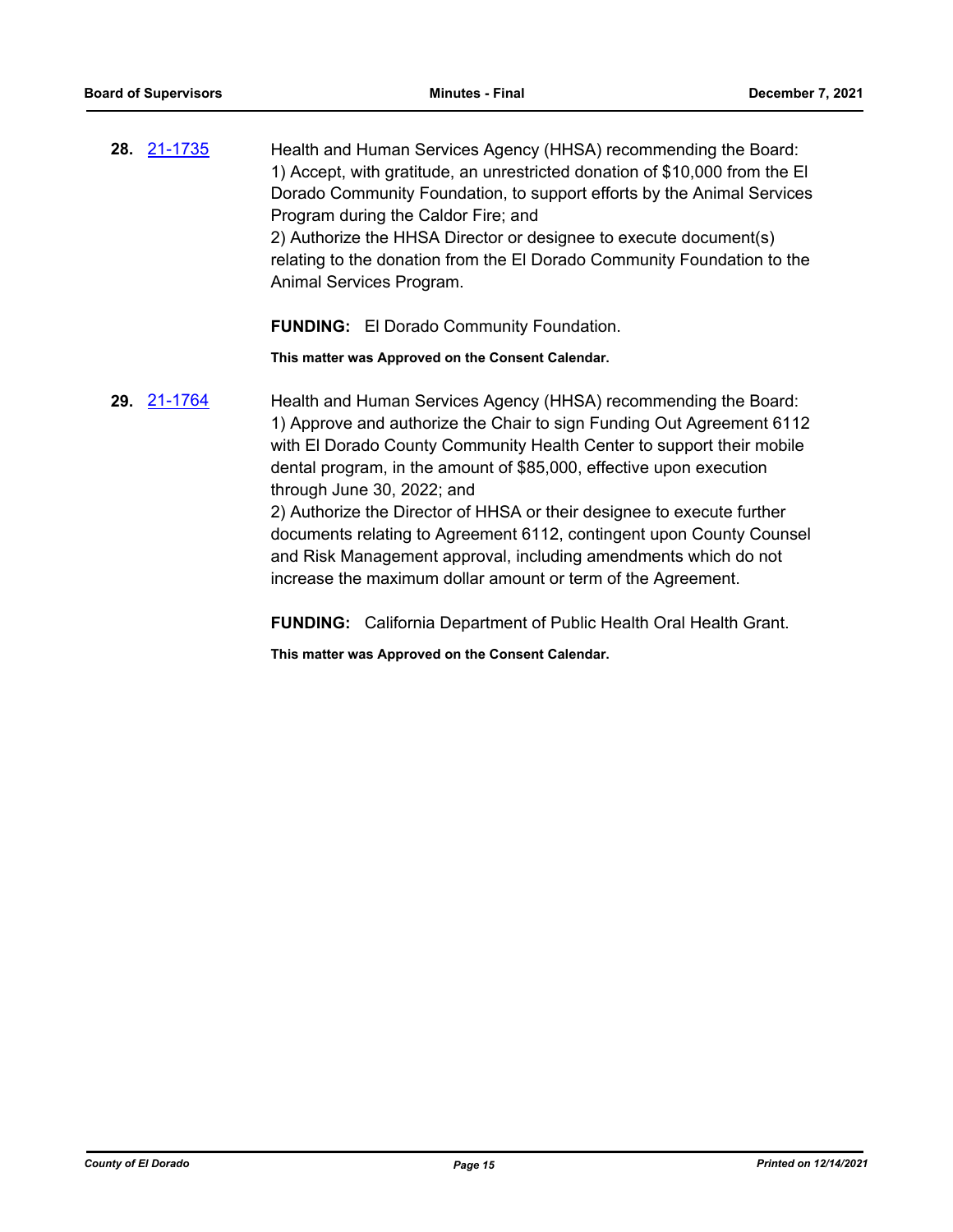**28.** 21-1735

Health and Human Services Agency (HHSA) recommending the Board:
1) Accept, with gratitude, an unrestricted donation of $10,000 from the El Dorado Community Foundation, to support efforts by the Animal Services Program during the Caldor Fire; and
2) Authorize the HHSA Director or designee to execute document(s) relating to the donation from the El Dorado Community Foundation to the Animal Services Program.

**FUNDING:** El Dorado Community Foundation.

**This matter was Approved on the Consent Calendar.**

**29.** 21-1764

Health and Human Services Agency (HHSA) recommending the Board:
1) Approve and authorize the Chair to sign Funding Out Agreement 6112 with El Dorado County Community Health Center to support their mobile dental program, in the amount of $85,000, effective upon execution through June 30, 2022; and
2) Authorize the Director of HHSA or their designee to execute further documents relating to Agreement 6112, contingent upon County Counsel and Risk Management approval, including amendments which do not increase the maximum dollar amount or term of the Agreement.

**FUNDING:** California Department of Public Health Oral Health Grant.

**This matter was Approved on the Consent Calendar.**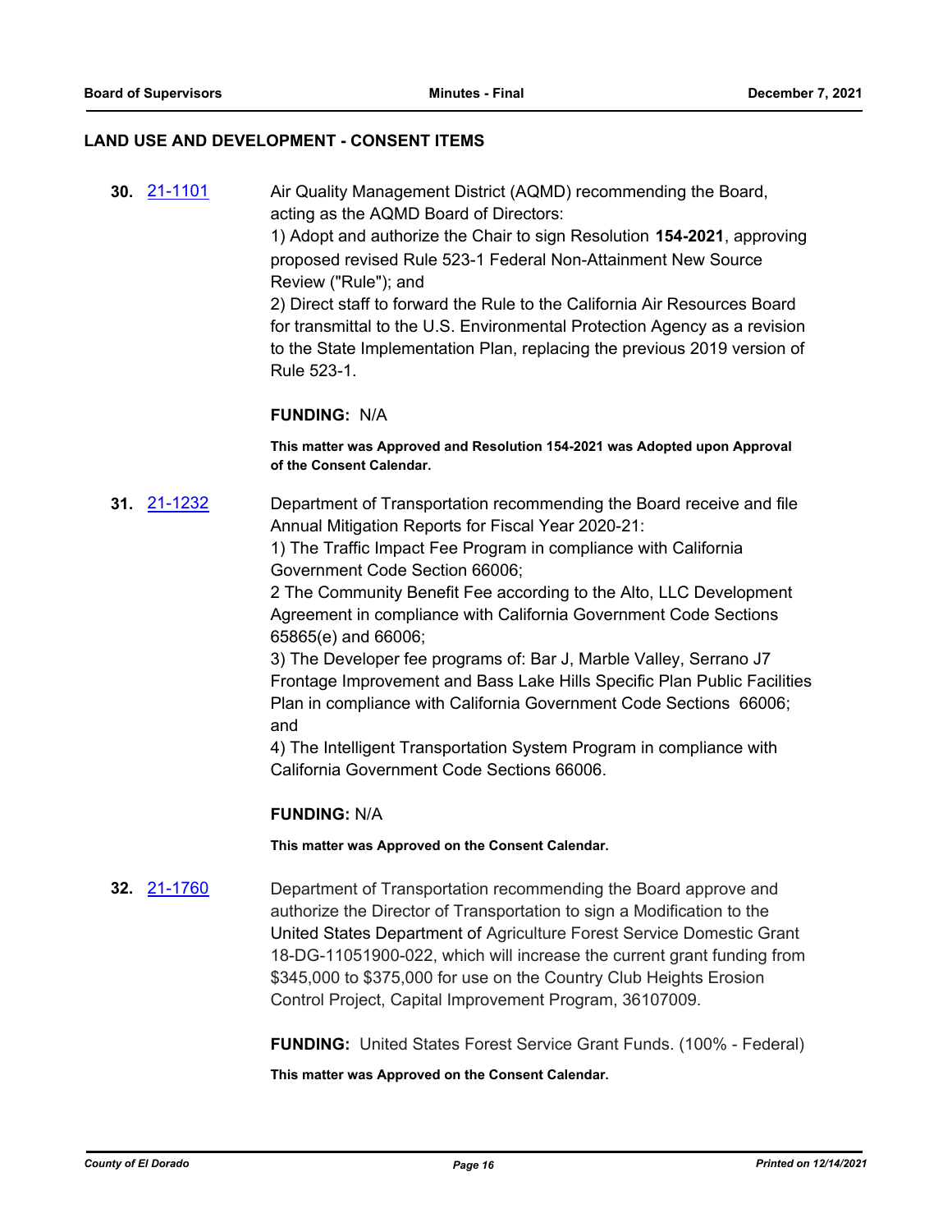## LAND USE AND DEVELOPMENT - CONSENT ITEMS

**30.** [21-1101](21-1101) Air Quality Management District (AQMD) recommending the Board, acting as the AQMD Board of Directors:

1) Adopt and authorize the Chair to sign Resolution **154-2021**, approving proposed revised Rule 523-1 Federal Non-Attainment New Source Review ("Rule"); and

2) Direct staff to forward the Rule to the California Air Resources Board for transmittal to the U.S. Environmental Protection Agency as a revision to the State Implementation Plan, replacing the previous 2019 version of Rule 523-1.

**FUNDING:** N/A

**This matter was Approved and Resolution 154-2021 was Adopted upon Approval of the Consent Calendar.**

**31.** [21-1232](21-1232) Department of Transportation recommending the Board receive and file Annual Mitigation Reports for Fiscal Year 2020-21:

1) The Traffic Impact Fee Program in compliance with California Government Code Section 66006;

2 The Community Benefit Fee according to the Alto, LLC Development Agreement in compliance with California Government Code Sections 65865(e) and 66006;

3) The Developer fee programs of: Bar J, Marble Valley, Serrano J7 Frontage Improvement and Bass Lake Hills Specific Plan Public Facilities Plan in compliance with California Government Code Sections 66006; and

4) The Intelligent Transportation System Program in compliance with California Government Code Sections 66006.

**FUNDING:** N/A

**This matter was Approved on the Consent Calendar.**

**32.** [21-1760](21-1760) Department of Transportation recommending the Board approve and authorize the Director of Transportation to sign a Modification to the United States Department of Agriculture Forest Service Domestic Grant 18-DG-11051900-022, which will increase the current grant funding from $345,000 to $375,000 for use on the Country Club Heights Erosion Control Project, Capital Improvement Program, 36107009.

**FUNDING:** United States Forest Service Grant Funds. (100% - Federal)

**This matter was Approved on the Consent Calendar.**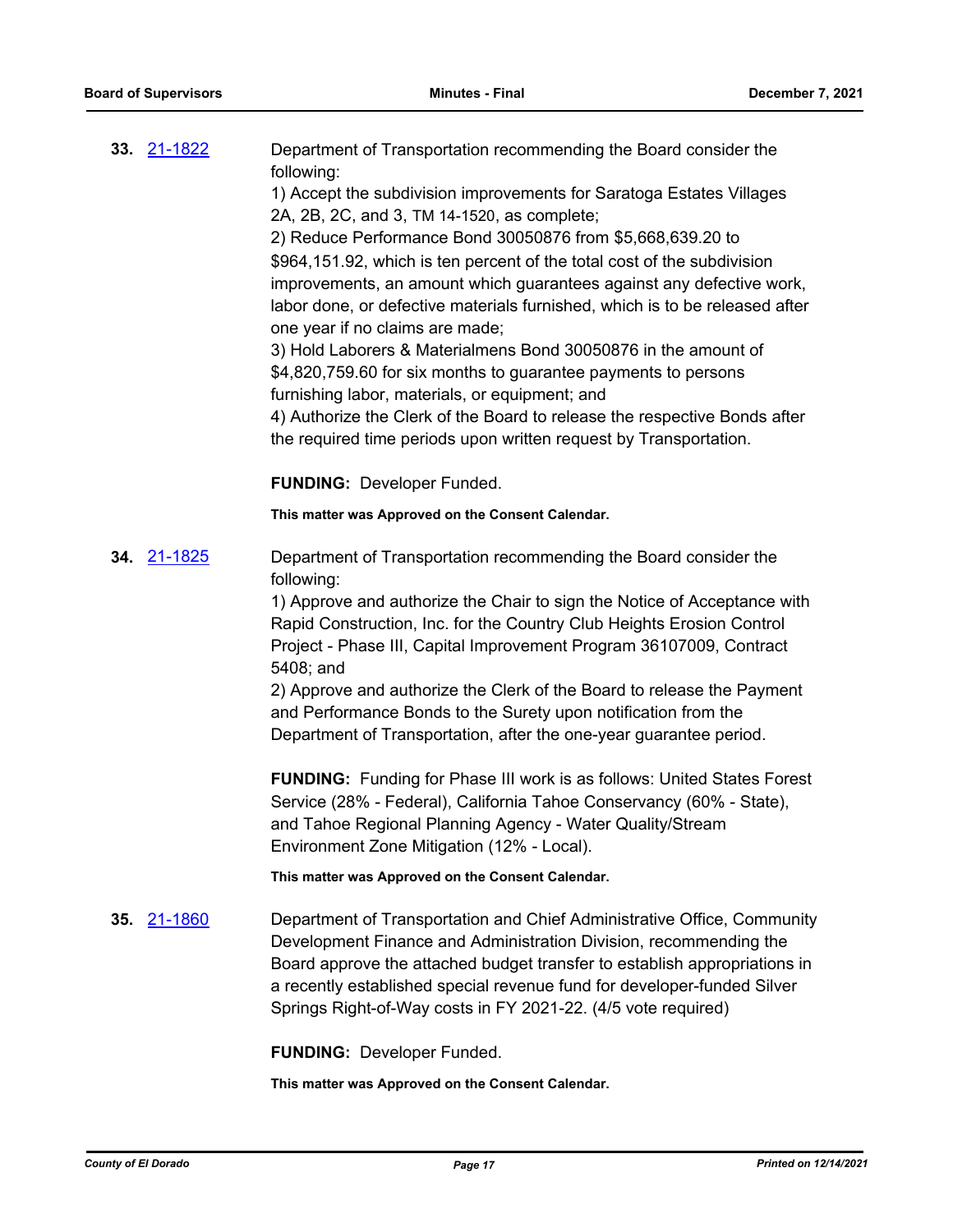**33.** 21-1822

Department of Transportation recommending the Board consider the following:

1) Accept the subdivision improvements for Saratoga Estates Villages 2A, 2B, 2C, and 3, TM 14-1520, as complete;

2) Reduce Performance Bond 30050876 from $5,668,639.20 to $964,151.92, which is ten percent of the total cost of the subdivision improvements, an amount which guarantees against any defective work, labor done, or defective materials furnished, which is to be released after one year if no claims are made;

3) Hold Laborers & Materialmens Bond 30050876 in the amount of $4,820,759.60 for six months to guarantee payments to persons furnishing labor, materials, or equipment; and

4) Authorize the Clerk of the Board to release the respective Bonds after the required time periods upon written request by Transportation.

**FUNDING:** Developer Funded.

**This matter was Approved on the Consent Calendar.**

**34.** 21-1825

Department of Transportation recommending the Board consider the following:

1) Approve and authorize the Chair to sign the Notice of Acceptance with Rapid Construction, Inc. for the Country Club Heights Erosion Control Project - Phase III, Capital Improvement Program 36107009, Contract 5408; and

2) Approve and authorize the Clerk of the Board to release the Payment and Performance Bonds to the Surety upon notification from the Department of Transportation, after the one-year guarantee period.

**FUNDING:** Funding for Phase III work is as follows: United States Forest Service (28% - Federal), California Tahoe Conservancy (60% - State), and Tahoe Regional Planning Agency - Water Quality/Stream Environment Zone Mitigation (12% - Local).

**This matter was Approved on the Consent Calendar.**

**35.** 21-1860

Department of Transportation and Chief Administrative Office, Community Development Finance and Administration Division, recommending the Board approve the attached budget transfer to establish appropriations in a recently established special revenue fund for developer-funded Silver Springs Right-of-Way costs in FY 2021-22. (4/5 vote required)

**FUNDING:** Developer Funded.

**This matter was Approved on the Consent Calendar.**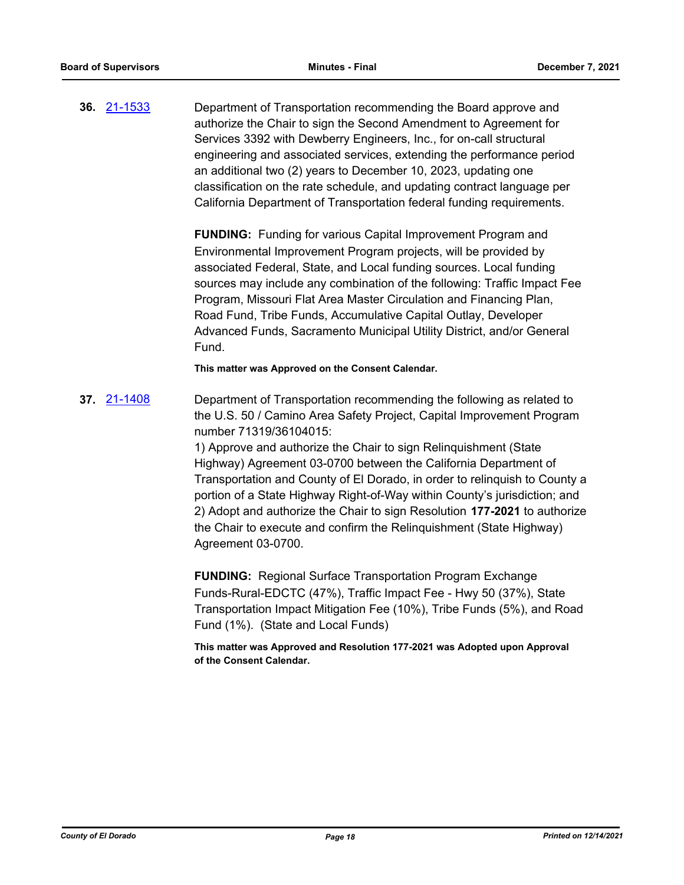**36.** 21-1533

Department of Transportation recommending the Board approve and authorize the Chair to sign the Second Amendment to Agreement for Services 3392 with Dewberry Engineers, Inc., for on-call structural engineering and associated services, extending the performance period an additional two (2) years to December 10, 2023, updating one classification on the rate schedule, and updating contract language per California Department of Transportation federal funding requirements.

**FUNDING:** Funding for various Capital Improvement Program and Environmental Improvement Program projects, will be provided by associated Federal, State, and Local funding sources. Local funding sources may include any combination of the following: Traffic Impact Fee Program, Missouri Flat Area Master Circulation and Financing Plan, Road Fund, Tribe Funds, Accumulative Capital Outlay, Developer Advanced Funds, Sacramento Municipal Utility District, and/or General Fund.

**This matter was Approved on the Consent Calendar.**

**37.** 21-1408

Department of Transportation recommending the following as related to the U.S. 50 / Camino Area Safety Project, Capital Improvement Program number 71319/36104015:
1) Approve and authorize the Chair to sign Relinquishment (State Highway) Agreement 03-0700 between the California Department of Transportation and County of El Dorado, in order to relinquish to County a portion of a State Highway Right-of-Way within County's jurisdiction; and
2) Adopt and authorize the Chair to sign Resolution **177-2021** to authorize the Chair to execute and confirm the Relinquishment (State Highway) Agreement 03-0700.

**FUNDING:** Regional Surface Transportation Program Exchange Funds-Rural-EDCTC (47%), Traffic Impact Fee - Hwy 50 (37%), State Transportation Impact Mitigation Fee (10%), Tribe Funds (5%), and Road Fund (1%). (State and Local Funds)

**This matter was Approved and Resolution 177-2021 was Adopted upon Approval of the Consent Calendar.**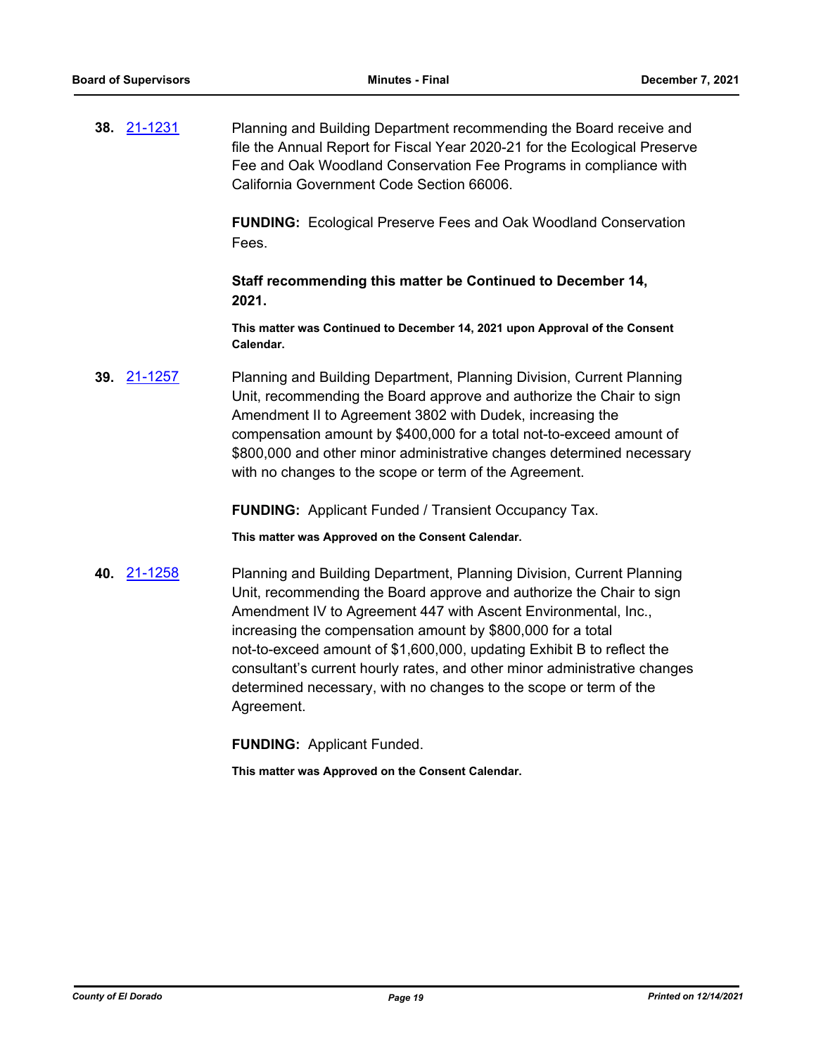**38.** 21-1231 Planning and Building Department recommending the Board receive and file the Annual Report for Fiscal Year 2020-21 for the Ecological Preserve Fee and Oak Woodland Conservation Fee Programs in compliance with California Government Code Section 66006.

**FUNDING:** Ecological Preserve Fees and Oak Woodland Conservation Fees.

**Staff recommending this matter be Continued to December 14, 2021.**

**This matter was Continued to December 14, 2021 upon Approval of the Consent Calendar.**

**39.** 21-1257 Planning and Building Department, Planning Division, Current Planning Unit, recommending the Board approve and authorize the Chair to sign Amendment II to Agreement 3802 with Dudek, increasing the compensation amount by $400,000 for a total not-to-exceed amount of $800,000 and other minor administrative changes determined necessary with no changes to the scope or term of the Agreement.

**FUNDING:** Applicant Funded / Transient Occupancy Tax.

**This matter was Approved on the Consent Calendar.**

**40.** 21-1258 Planning and Building Department, Planning Division, Current Planning Unit, recommending the Board approve and authorize the Chair to sign Amendment IV to Agreement 447 with Ascent Environmental, Inc., increasing the compensation amount by $800,000 for a total not-to-exceed amount of $1,600,000, updating Exhibit B to reflect the consultant's current hourly rates, and other minor administrative changes determined necessary, with no changes to the scope or term of the Agreement.

**FUNDING:** Applicant Funded.

**This matter was Approved on the Consent Calendar.**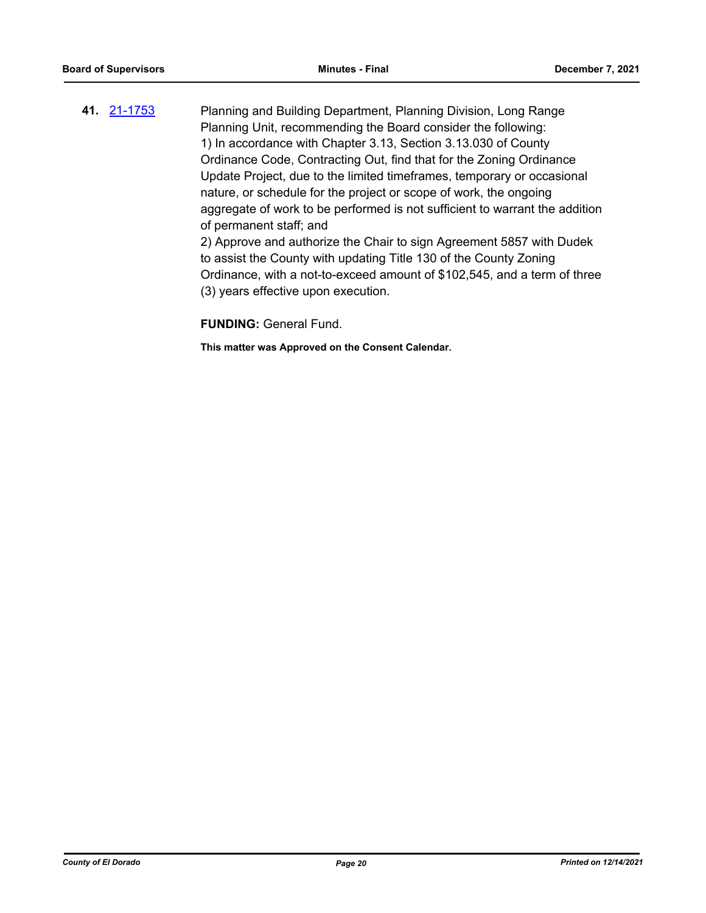**41.** 21-1753 Planning and Building Department, Planning Division, Long Range Planning Unit, recommending the Board consider the following:

1) In accordance with Chapter 3.13, Section 3.13.030 of County Ordinance Code, Contracting Out, find that for the Zoning Ordinance Update Project, due to the limited timeframes, temporary or occasional nature, or schedule for the project or scope of work, the ongoing aggregate of work to be performed is not sufficient to warrant the addition of permanent staff; and

2) Approve and authorize the Chair to sign Agreement 5857 with Dudek to assist the County with updating Title 130 of the County Zoning Ordinance, with a not-to-exceed amount of $102,545, and a term of three (3) years effective upon execution.

**FUNDING:** General Fund.

**This matter was Approved on the Consent Calendar.**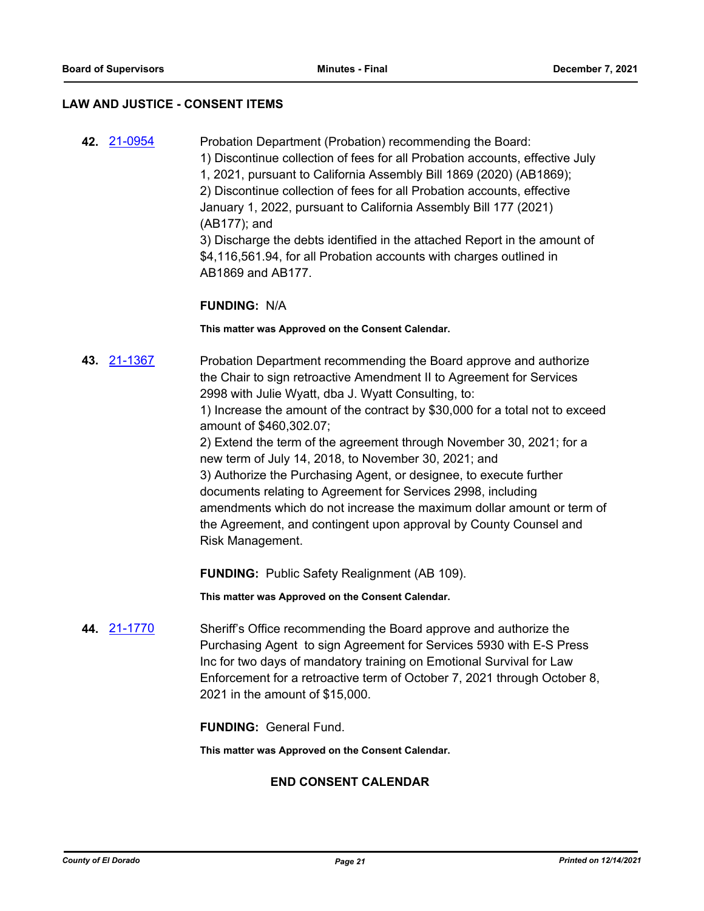## LAW AND JUSTICE - CONSENT ITEMS

**42.** 21-0954 Probation Department (Probation) recommending the Board:
1) Discontinue collection of fees for all Probation accounts, effective July 1, 2021, pursuant to California Assembly Bill 1869 (2020) (AB1869);
2) Discontinue collection of fees for all Probation accounts, effective January 1, 2022, pursuant to California Assembly Bill 177 (2021) (AB177); and
3) Discharge the debts identified in the attached Report in the amount of $4,116,561.94, for all Probation accounts with charges outlined in AB1869 and AB177.

**FUNDING:** N/A

**This matter was Approved on the Consent Calendar.**

**43.** 21-1367 Probation Department recommending the Board approve and authorize the Chair to sign retroactive Amendment II to Agreement for Services 2998 with Julie Wyatt, dba J. Wyatt Consulting, to:
1) Increase the amount of the contract by $30,000 for a total not to exceed amount of $460,302.07;
2) Extend the term of the agreement through November 30, 2021; for a new term of July 14, 2018, to November 30, 2021; and
3) Authorize the Purchasing Agent, or designee, to execute further documents relating to Agreement for Services 2998, including amendments which do not increase the maximum dollar amount or term of the Agreement, and contingent upon approval by County Counsel and Risk Management.

**FUNDING:** Public Safety Realignment (AB 109).

**This matter was Approved on the Consent Calendar.**

**44.** 21-1770 Sheriff's Office recommending the Board approve and authorize the Purchasing Agent to sign Agreement for Services 5930 with E-S Press Inc for two days of mandatory training on Emotional Survival for Law Enforcement for a retroactive term of October 7, 2021 through October 8, 2021 in the amount of $15,000.

**FUNDING:** General Fund.

**This matter was Approved on the Consent Calendar.**

**END CONSENT CALENDAR**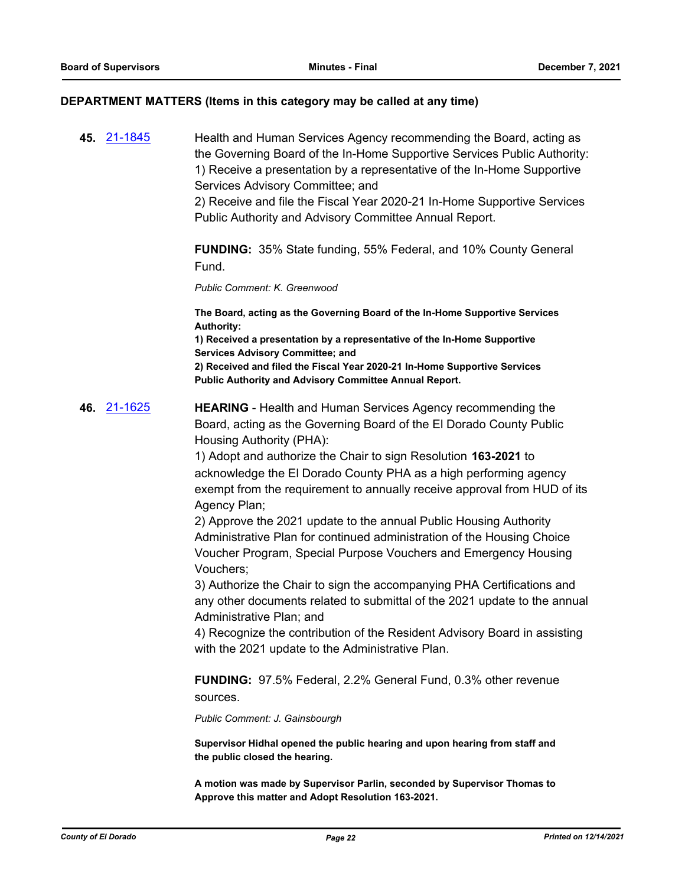## DEPARTMENT MATTERS (Items in this category may be called at any time)

**45.** 21-1845

Health and Human Services Agency recommending the Board, acting as the Governing Board of the In-Home Supportive Services Public Authority:
1) Receive a presentation by a representative of the In-Home Supportive Services Advisory Committee; and
2) Receive and file the Fiscal Year 2020-21 In-Home Supportive Services Public Authority and Advisory Committee Annual Report.

**FUNDING:** 35% State funding, 55% Federal, and 10% County General Fund.

*Public Comment: K. Greenwood*

**The Board, acting as the Governing Board of the In-Home Supportive Services Authority:**
**1) Received a presentation by a representative of the In-Home Supportive Services Advisory Committee; and**
**2) Received and filed the Fiscal Year 2020-21 In-Home Supportive Services Public Authority and Advisory Committee Annual Report.**

**46.** 21-1625

**HEARING** - Health and Human Services Agency recommending the Board, acting as the Governing Board of the El Dorado County Public Housing Authority (PHA):
1) Adopt and authorize the Chair to sign Resolution **163-2021** to acknowledge the El Dorado County PHA as a high performing agency exempt from the requirement to annually receive approval from HUD of its Agency Plan;
2) Approve the 2021 update to the annual Public Housing Authority Administrative Plan for continued administration of the Housing Choice Voucher Program, Special Purpose Vouchers and Emergency Housing Vouchers;
3) Authorize the Chair to sign the accompanying PHA Certifications and any other documents related to submittal of the 2021 update to the annual Administrative Plan; and
4) Recognize the contribution of the Resident Advisory Board in assisting with the 2021 update to the Administrative Plan.

**FUNDING:** 97.5% Federal, 2.2% General Fund, 0.3% other revenue sources.

*Public Comment: J. Gainsbourgh*

**Supervisor Hidhal opened the public hearing and upon hearing from staff and the public closed the hearing.**

**A motion was made by Supervisor Parlin, seconded by Supervisor Thomas to Approve this matter and Adopt Resolution 163-2021.**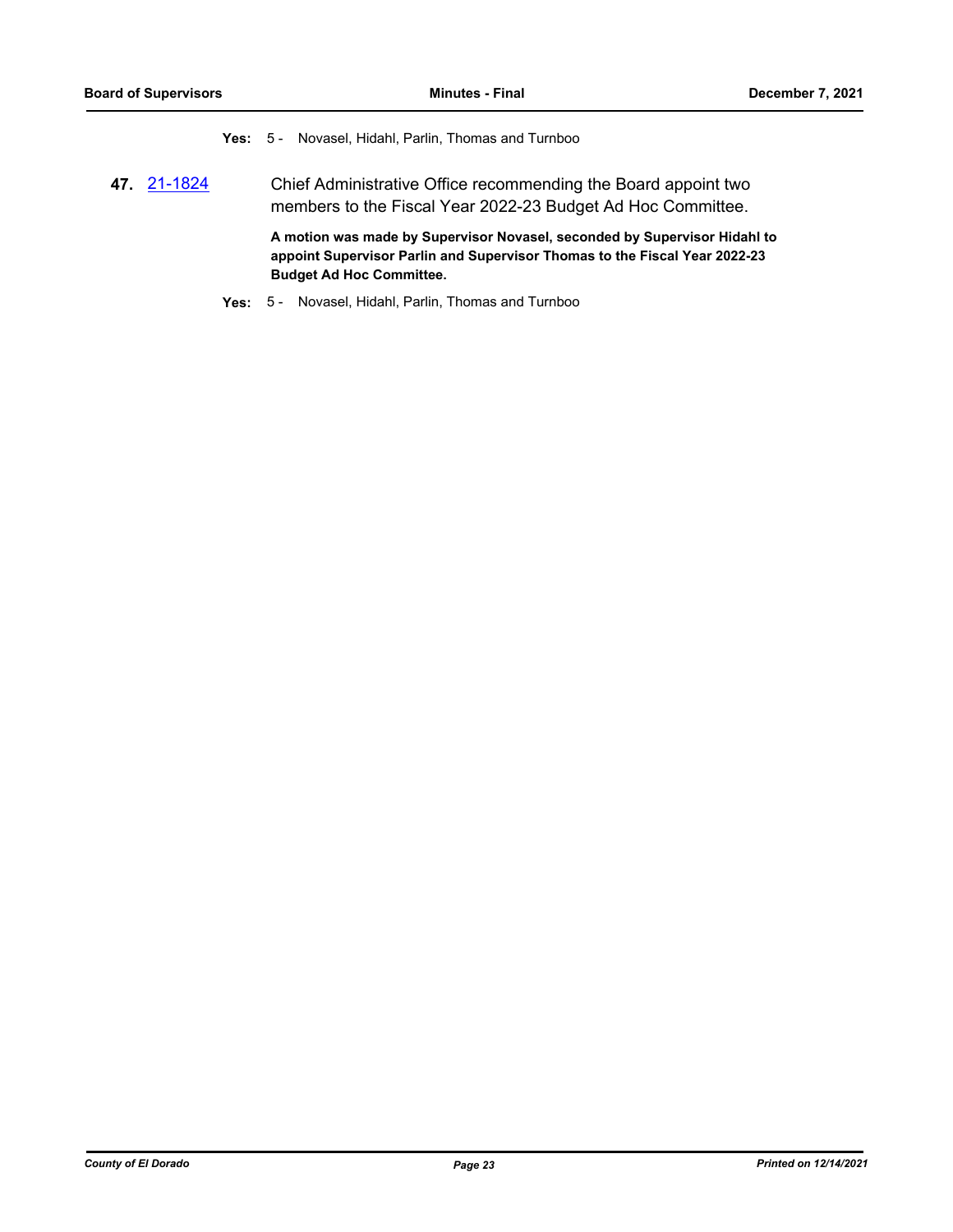**Yes:** 5 - Novasel, Hidahl, Parlin, Thomas and Turnboo

**47.** 21-1824 Chief Administrative Office recommending the Board appoint two members to the Fiscal Year 2022-23 Budget Ad Hoc Committee.

**A motion was made by Supervisor Novasel, seconded by Supervisor Hidahl to appoint Supervisor Parlin and Supervisor Thomas to the Fiscal Year 2022-23 Budget Ad Hoc Committee.**

**Yes:** 5 - Novasel, Hidahl, Parlin, Thomas and Turnboo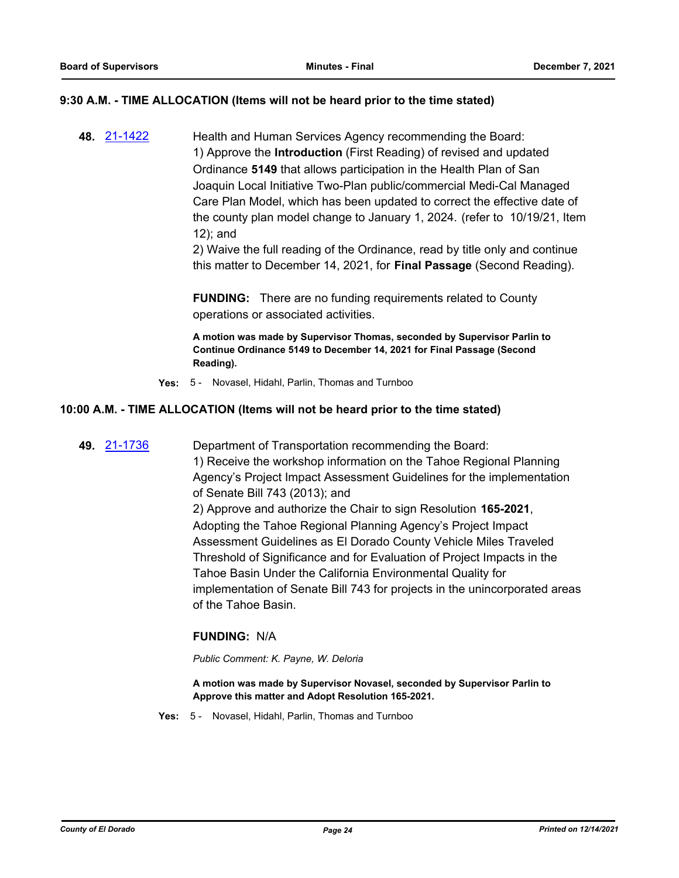### 9:30 A.M. - TIME ALLOCATION (Items will not be heard prior to the time stated)

**48.** [21-1422](21-1422)

Health and Human Services Agency recommending the Board:
1) Approve the **Introduction** (First Reading) of revised and updated Ordinance **5149** that allows participation in the Health Plan of San Joaquin Local Initiative Two-Plan public/commercial Medi-Cal Managed Care Plan Model, which has been updated to correct the effective date of the county plan model change to January 1, 2024. (refer to 10/19/21, Item 12); and
2) Waive the full reading of the Ordinance, read by title only and continue this matter to December 14, 2021, for **Final Passage** (Second Reading).

**FUNDING:** There are no funding requirements related to County operations or associated activities.

**A motion was made by Supervisor Thomas, seconded by Supervisor Parlin to Continue Ordinance 5149 to December 14, 2021 for Final Passage (Second Reading).**

**Yes:** 5 - Novasel, Hidahl, Parlin, Thomas and Turnboo

### 10:00 A.M. - TIME ALLOCATION (Items will not be heard prior to the time stated)

**49.** [21-1736](21-1736)

Department of Transportation recommending the Board:
1) Receive the workshop information on the Tahoe Regional Planning Agency's Project Impact Assessment Guidelines for the implementation of Senate Bill 743 (2013); and
2) Approve and authorize the Chair to sign Resolution **165-2021**, Adopting the Tahoe Regional Planning Agency's Project Impact Assessment Guidelines as El Dorado County Vehicle Miles Traveled Threshold of Significance and for Evaluation of Project Impacts in the Tahoe Basin Under the California Environmental Quality for implementation of Senate Bill 743 for projects in the unincorporated areas of the Tahoe Basin.

**FUNDING:** N/A

*Public Comment: K. Payne, W. Deloria*

**A motion was made by Supervisor Novasel, seconded by Supervisor Parlin to Approve this matter and Adopt Resolution 165-2021.**

**Yes:** 5 - Novasel, Hidahl, Parlin, Thomas and Turnboo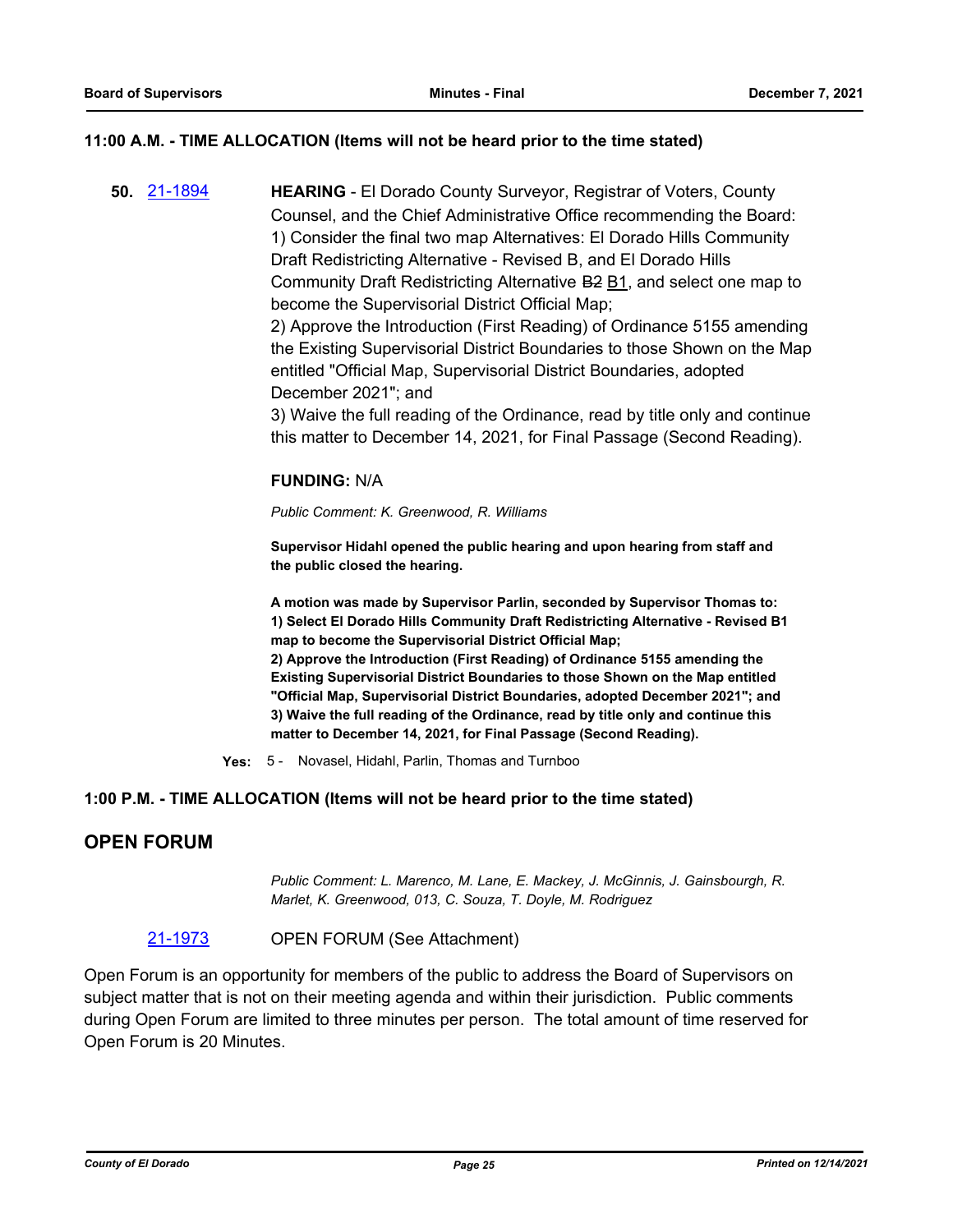**11:00 A.M. - TIME ALLOCATION (Items will not be heard prior to the time stated)**

**50.** [21-1894](21-1894) **HEARING** - El Dorado County Surveyor, Registrar of Voters, County Counsel, and the Chief Administrative Office recommending the Board:
1) Consider the final two map Alternatives: El Dorado Hills Community Draft Redistricting Alternative - Revised B, and El Dorado Hills Community Draft Redistricting Alternative ~~B2~~ B1, and select one map to become the Supervisorial District Official Map;
2) Approve the Introduction (First Reading) of Ordinance 5155 amending the Existing Supervisorial District Boundaries to those Shown on the Map entitled "Official Map, Supervisorial District Boundaries, adopted December 2021"; and
3) Waive the full reading of the Ordinance, read by title only and continue this matter to December 14, 2021, for Final Passage (Second Reading).

**FUNDING:** N/A

*Public Comment: K. Greenwood, R. Williams*

**Supervisor Hidahl opened the public hearing and upon hearing from staff and the public closed the hearing.**

**A motion was made by Supervisor Parlin, seconded by Supervisor Thomas to:**
**1) Select El Dorado Hills Community Draft Redistricting Alternative - Revised B1 map to become the Supervisorial District Official Map;**
**2) Approve the Introduction (First Reading) of Ordinance 5155 amending the Existing Supervisorial District Boundaries to those Shown on the Map entitled "Official Map, Supervisorial District Boundaries, adopted December 2021"; and**
**3) Waive the full reading of the Ordinance, read by title only and continue this matter to December 14, 2021, for Final Passage (Second Reading).**

**Yes:** 5 - Novasel, Hidahl, Parlin, Thomas and Turnboo

**1:00 P.M. - TIME ALLOCATION (Items will not be heard prior to the time stated)**

## OPEN FORUM

*Public Comment: L. Marenco, M. Lane, E. Mackey, J. McGinnis, J. Gainsbourgh, R. Marlet, K. Greenwood, 013, C. Souza, T. Doyle, M. Rodriguez*

[21-1973](21-1973) OPEN FORUM (See Attachment)

Open Forum is an opportunity for members of the public to address the Board of Supervisors on subject matter that is not on their meeting agenda and within their jurisdiction. Public comments during Open Forum are limited to three minutes per person. The total amount of time reserved for Open Forum is 20 Minutes.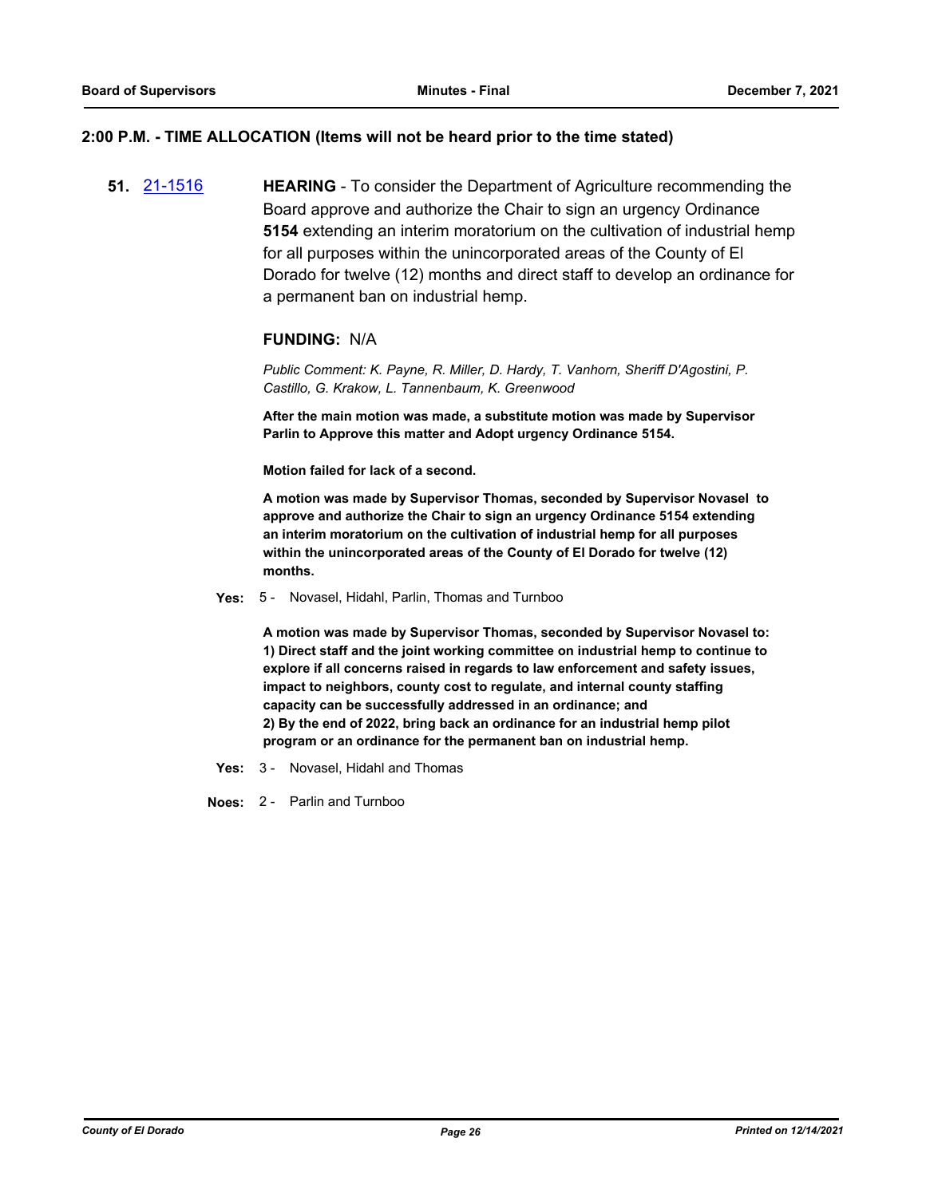## 2:00 P.M. - TIME ALLOCATION (Items will not be heard prior to the time stated)

**51.** 21-1516 **HEARING** - To consider the Department of Agriculture recommending the Board approve and authorize the Chair to sign an urgency Ordinance **5154** extending an interim moratorium on the cultivation of industrial hemp for all purposes within the unincorporated areas of the County of El Dorado for twelve (12) months and direct staff to develop an ordinance for a permanent ban on industrial hemp.

**FUNDING:** N/A

*Public Comment: K. Payne, R. Miller, D. Hardy, T. Vanhorn, Sheriff D'Agostini, P. Castillo, G. Krakow, L. Tannenbaum, K. Greenwood*

**After the main motion was made, a substitute motion was made by Supervisor Parlin to Approve this matter and Adopt urgency Ordinance 5154.**

**Motion failed for lack of a second.**

**A motion was made by Supervisor Thomas, seconded by Supervisor Novasel to approve and authorize the Chair to sign an urgency Ordinance 5154 extending an interim moratorium on the cultivation of industrial hemp for all purposes within the unincorporated areas of the County of El Dorado for twelve (12) months.**

**Yes:** 5 - Novasel, Hidahl, Parlin, Thomas and Turnboo

**A motion was made by Supervisor Thomas, seconded by Supervisor Novasel to:**
**1) Direct staff and the joint working committee on industrial hemp to continue to explore if all concerns raised in regards to law enforcement and safety issues, impact to neighbors, county cost to regulate, and internal county staffing capacity can be successfully addressed in an ordinance; and**
**2) By the end of 2022, bring back an ordinance for an industrial hemp pilot program or an ordinance for the permanent ban on industrial hemp.**

**Yes:** 3 - Novasel, Hidahl and Thomas

**Noes:** 2 - Parlin and Turnboo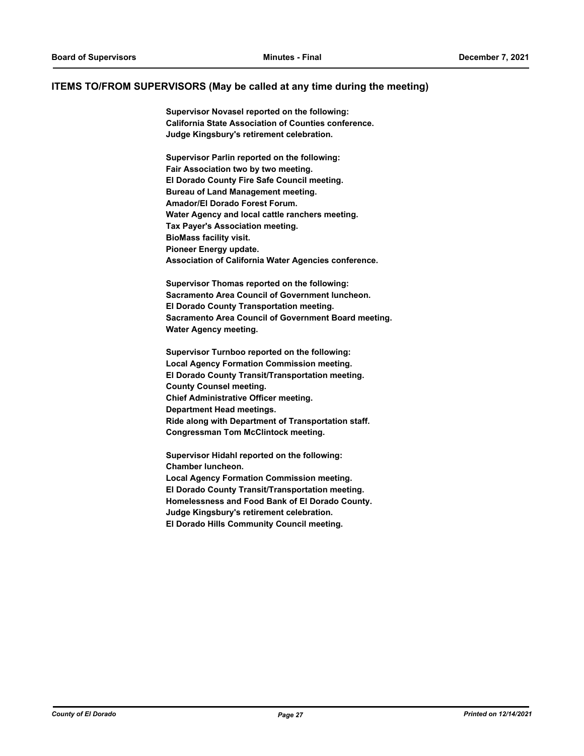## ITEMS TO/FROM SUPERVISORS (May be called at any time during the meeting)

**Supervisor Novasel reported on the following:**
**California State Association of Counties conference.**
**Judge Kingsbury's retirement celebration.**

**Supervisor Parlin reported on the following:**
**Fair Association two by two meeting.**
**El Dorado County Fire Safe Council meeting.**
**Bureau of Land Management meeting.**
**Amador/El Dorado Forest Forum.**
**Water Agency and local cattle ranchers meeting.**
**Tax Payer's Association meeting.**
**BioMass facility visit.**
**Pioneer Energy update.**
**Association of California Water Agencies conference.**

**Supervisor Thomas reported on the following:**
**Sacramento Area Council of Government luncheon.**
**El Dorado County Transportation meeting.**
**Sacramento Area Council of Government Board meeting.**
**Water Agency meeting.**

**Supervisor Turnboo reported on the following:**
**Local Agency Formation Commission meeting.**
**El Dorado County Transit/Transportation meeting.**
**County Counsel meeting.**
**Chief Administrative Officer meeting.**
**Department Head meetings.**
**Ride along with Department of Transportation staff.**
**Congressman Tom McClintock meeting.**

**Supervisor Hidahl reported on the following:**
**Chamber luncheon.**
**Local Agency Formation Commission meeting.**
**El Dorado County Transit/Transportation meeting.**
**Homelessness and Food Bank of El Dorado County.**
**Judge Kingsbury's retirement celebration.**
**El Dorado Hills Community Council meeting.**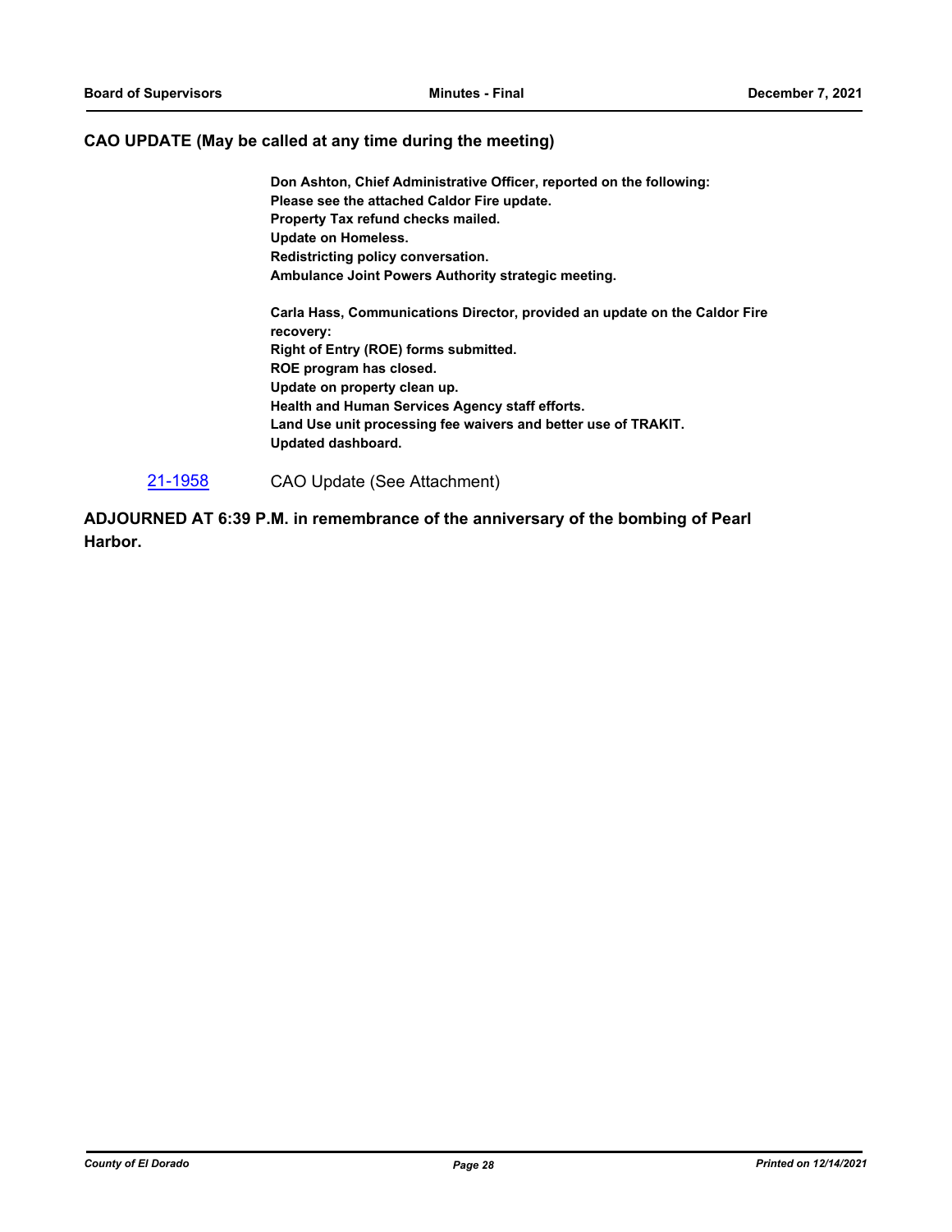## CAO UPDATE (May be called at any time during the meeting)

**Don Ashton, Chief Administrative Officer, reported on the following:**
**Please see the attached Caldor Fire update.**
**Property Tax refund checks mailed.**
**Update on Homeless.**
**Redistricting policy conversation.**
**Ambulance Joint Powers Authority strategic meeting.**

**Carla Hass, Communications Director, provided an update on the Caldor Fire recovery:**
**Right of Entry (ROE) forms submitted.**
**ROE program has closed.**
**Update on property clean up.**
**Health and Human Services Agency staff efforts.**
**Land Use unit processing fee waivers and better use of TRAKIT.**
**Updated dashboard.**

21-1958 CAO Update (See Attachment)

**ADJOURNED AT 6:39 P.M. in remembrance of the anniversary of the bombing of Pearl Harbor.**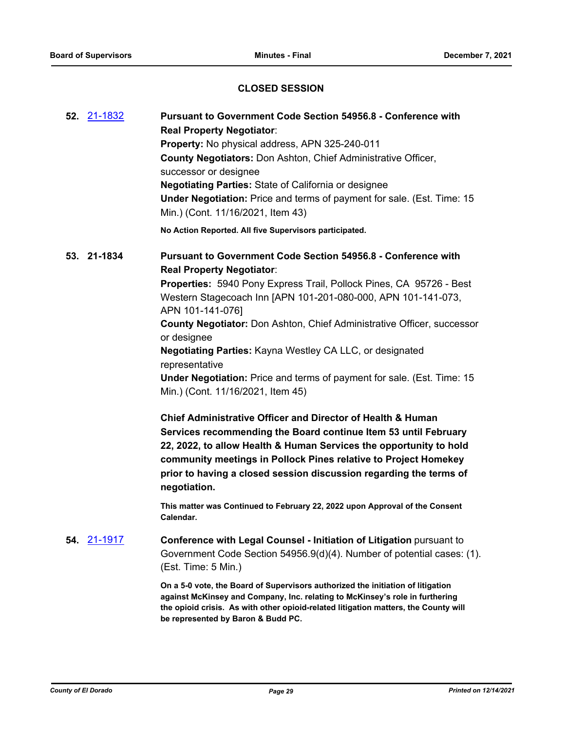## CLOSED SESSION

**52.** 21-1832 **Pursuant to Government Code Section 54956.8 - Conference with Real Property Negotiator**:
**Property:** No physical address, APN 325-240-011
**County Negotiators:** Don Ashton, Chief Administrative Officer, successor or designee
**Negotiating Parties:** State of California or designee
**Under Negotiation:** Price and terms of payment for sale. (Est. Time: 15 Min.) (Cont. 11/16/2021, Item 43)

**No Action Reported. All five Supervisors participated.**

**53. 21-1834** **Pursuant to Government Code Section 54956.8 - Conference with Real Property Negotiator**:
**Properties:** 5940 Pony Express Trail, Pollock Pines, CA 95726 - Best Western Stagecoach Inn [APN 101-201-080-000, APN 101-141-073, APN 101-141-076]
**County Negotiator:** Don Ashton, Chief Administrative Officer, successor or designee
**Negotiating Parties:** Kayna Westley CA LLC, or designated representative
**Under Negotiation:** Price and terms of payment for sale. (Est. Time: 15 Min.) (Cont. 11/16/2021, Item 45)

**Chief Administrative Officer and Director of Health & Human Services recommending the Board continue Item 53 until February 22, 2022, to allow Health & Human Services the opportunity to hold community meetings in Pollock Pines relative to Project Homekey prior to having a closed session discussion regarding the terms of negotiation.**

**This matter was Continued to February 22, 2022 upon Approval of the Consent Calendar.**

**54.** 21-1917 **Conference with Legal Counsel - Initiation of Litigation** pursuant to Government Code Section 54956.9(d)(4). Number of potential cases: (1). (Est. Time: 5 Min.)

**On a 5-0 vote, the Board of Supervisors authorized the initiation of litigation against McKinsey and Company, Inc. relating to McKinsey's role in furthering the opioid crisis. As with other opioid-related litigation matters, the County will be represented by Baron & Budd PC.**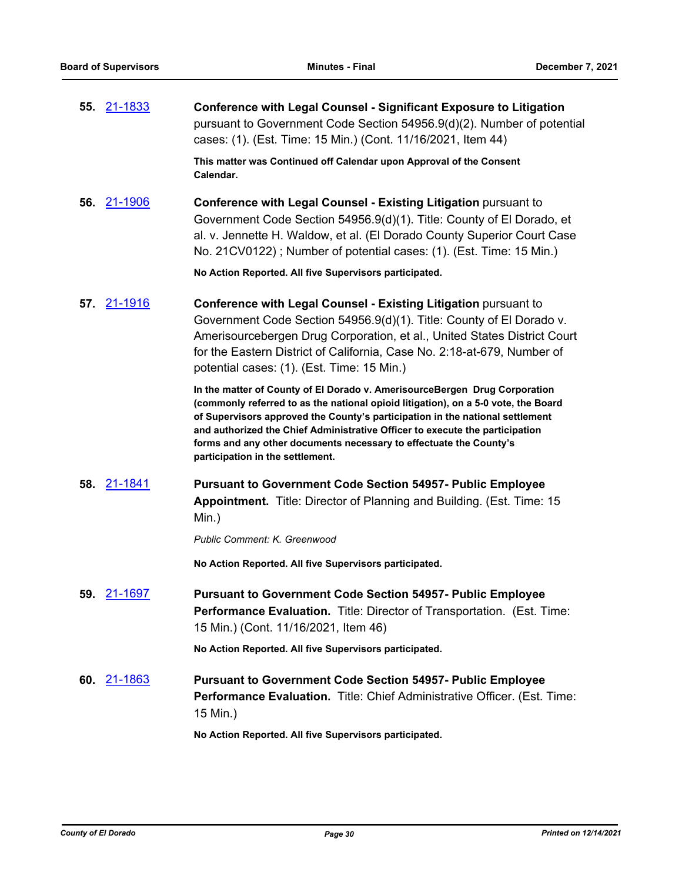**55.** [21-1833](21-1833) **Conference with Legal Counsel - Significant Exposure to Litigation** pursuant to Government Code Section 54956.9(d)(2). Number of potential cases: (1). (Est. Time: 15 Min.) (Cont. 11/16/2021, Item 44)

**This matter was Continued off Calendar upon Approval of the Consent Calendar.**

**56.** [21-1906](21-1906) **Conference with Legal Counsel - Existing Litigation** pursuant to Government Code Section 54956.9(d)(1). Title: County of El Dorado, et al. v. Jennette H. Waldow, et al. (El Dorado County Superior Court Case No. 21CV0122) ; Number of potential cases: (1). (Est. Time: 15 Min.)

**No Action Reported. All five Supervisors participated.**

**57.** [21-1916](21-1916) **Conference with Legal Counsel - Existing Litigation** pursuant to Government Code Section 54956.9(d)(1). Title: County of El Dorado v. Amerisourcebergen Drug Corporation, et al., United States District Court for the Eastern District of California, Case No. 2:18-at-679, Number of potential cases: (1). (Est. Time: 15 Min.)

**In the matter of County of El Dorado v. AmerisourceBergen Drug Corporation (commonly referred to as the national opioid litigation), on a 5-0 vote, the Board of Supervisors approved the County's participation in the national settlement and authorized the Chief Administrative Officer to execute the participation forms and any other documents necessary to effectuate the County's participation in the settlement.**

**58.** [21-1841](21-1841) **Pursuant to Government Code Section 54957- Public Employee Appointment.** Title: Director of Planning and Building. (Est. Time: 15 Min.)

*Public Comment: K. Greenwood*

**No Action Reported. All five Supervisors participated.**

**59.** [21-1697](21-1697) **Pursuant to Government Code Section 54957- Public Employee Performance Evaluation.** Title: Director of Transportation. (Est. Time: 15 Min.) (Cont. 11/16/2021, Item 46)

**No Action Reported. All five Supervisors participated.**

**60.** [21-1863](21-1863) **Pursuant to Government Code Section 54957- Public Employee Performance Evaluation.** Title: Chief Administrative Officer. (Est. Time: 15 Min.)

**No Action Reported. All five Supervisors participated.**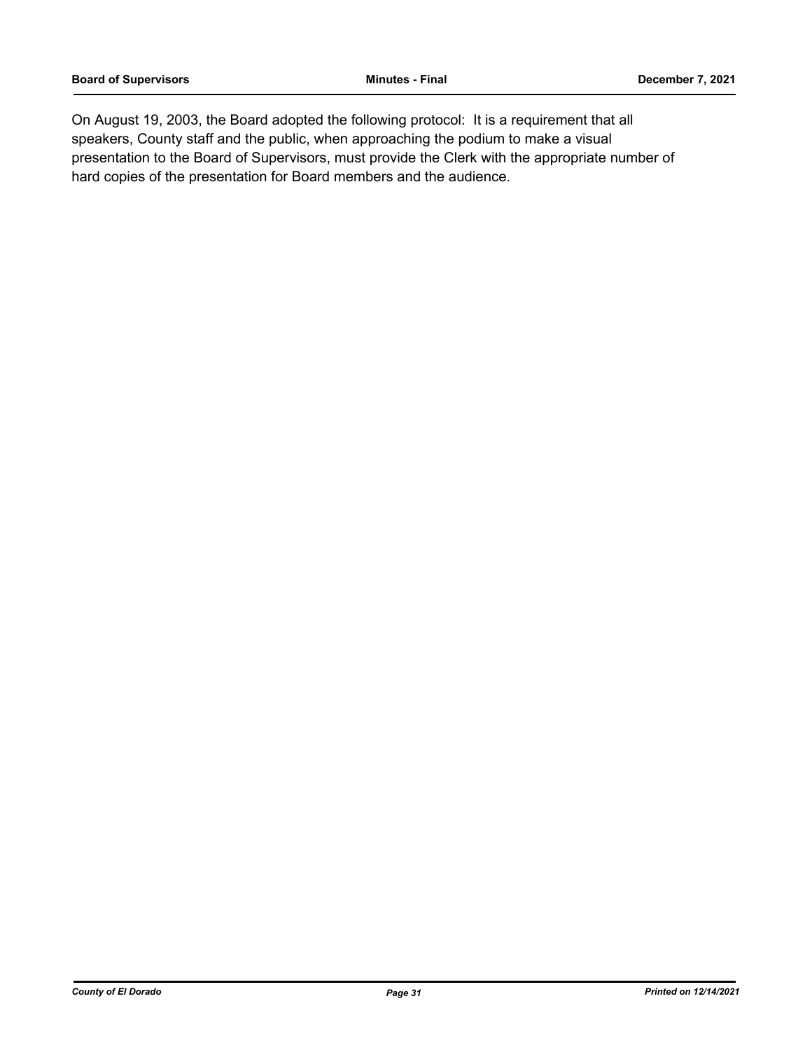On August 19, 2003, the Board adopted the following protocol: It is a requirement that all speakers, County staff and the public, when approaching the podium to make a visual presentation to the Board of Supervisors, must provide the Clerk with the appropriate number of hard copies of the presentation for Board members and the audience.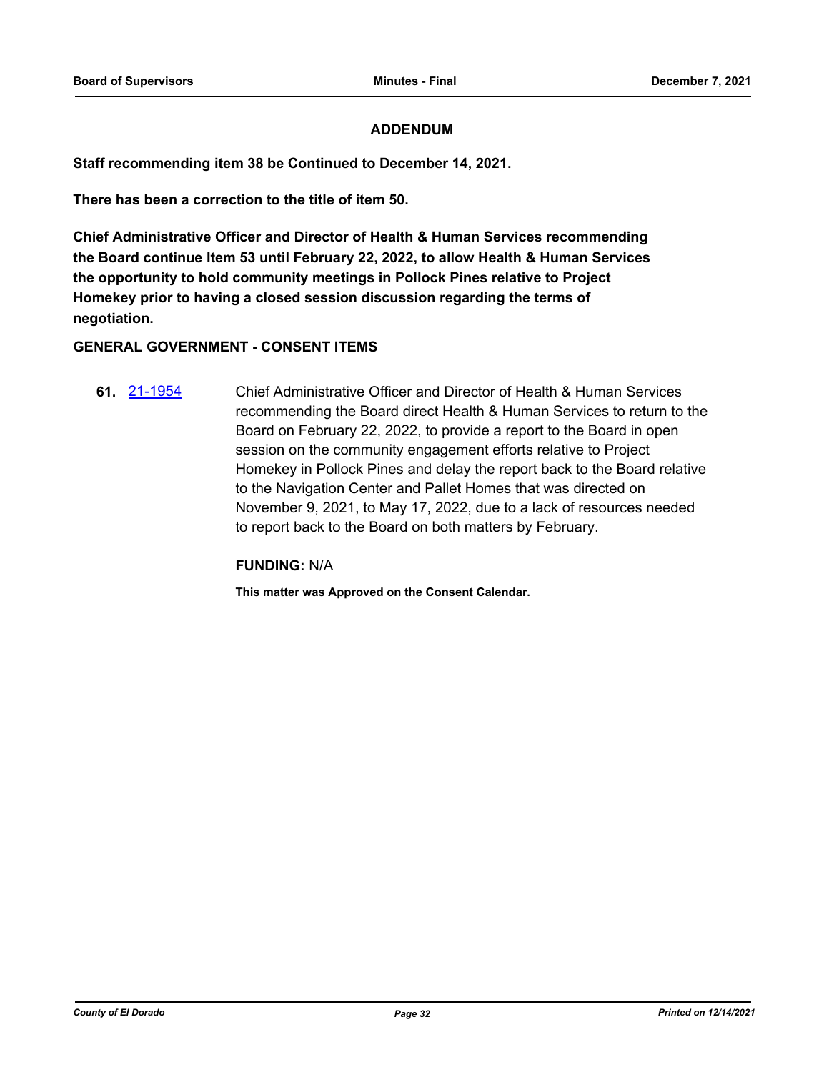## ADDENDUM

**Staff recommending item 38 be Continued to December 14, 2021.**

**There has been a correction to the title of item 50.**

**Chief Administrative Officer and Director of Health & Human Services recommending the Board continue Item 53 until February 22, 2022, to allow Health & Human Services the opportunity to hold community meetings in Pollock Pines relative to Project Homekey prior to having a closed session discussion regarding the terms of negotiation.**

### GENERAL GOVERNMENT - CONSENT ITEMS

**61.** 21-1954 Chief Administrative Officer and Director of Health & Human Services recommending the Board direct Health & Human Services to return to the Board on February 22, 2022, to provide a report to the Board in open session on the community engagement efforts relative to Project Homekey in Pollock Pines and delay the report back to the Board relative to the Navigation Center and Pallet Homes that was directed on November 9, 2021, to May 17, 2022, due to a lack of resources needed to report back to the Board on both matters by February.

**FUNDING:** N/A

**This matter was Approved on the Consent Calendar.**